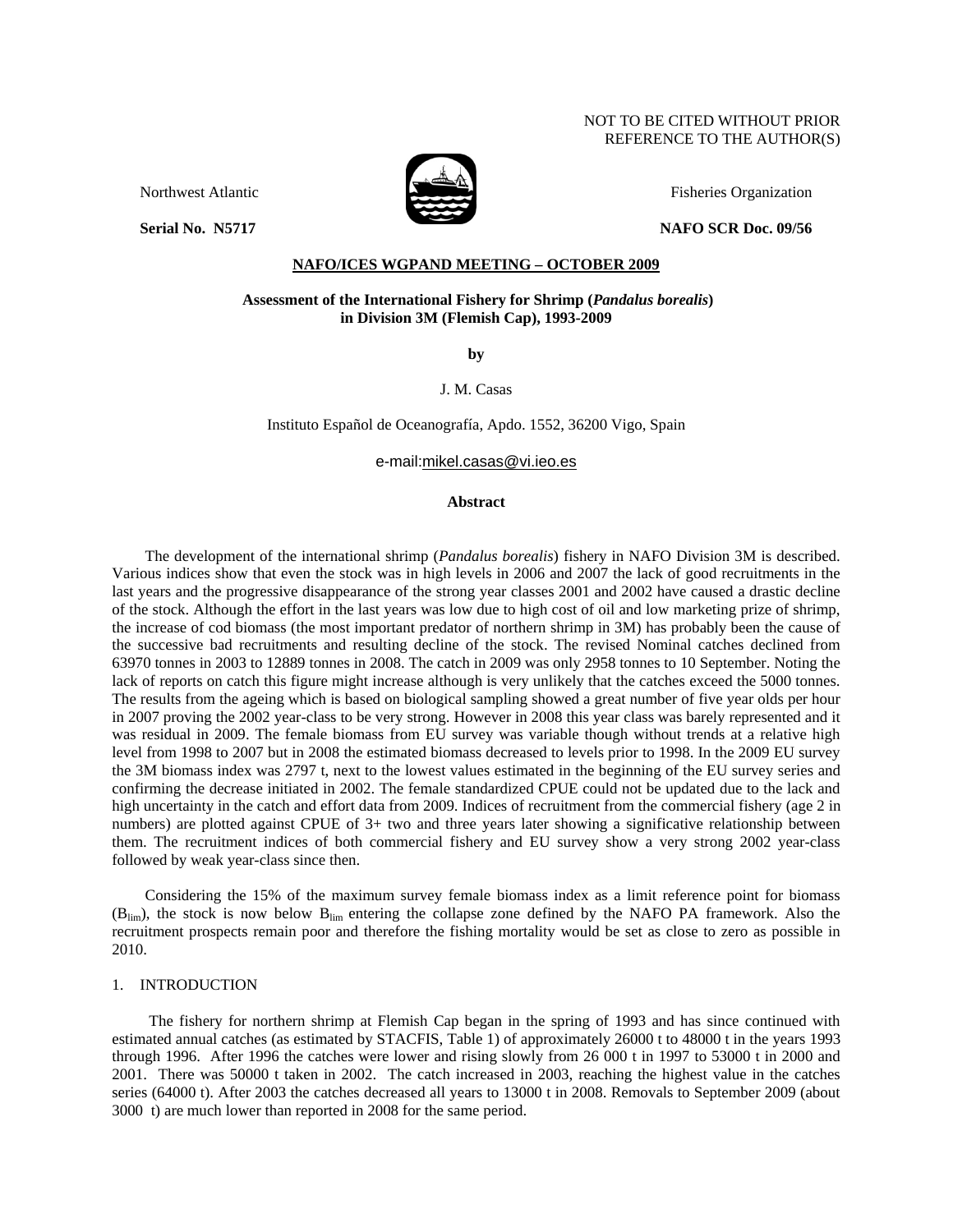NOT TO BE CITED WITHOUT PRIOR
REFERENCE TO THE AUTHOR(S)

Northwest Atlantic Fisheries Organization

**Serial No. N5717** **NAFO SCR Doc. 09/56**

**NAFO/ICES WGPAND MEETING – OCTOBER 2009**

**Assessment of the International Fishery for Shrimp (*Pandalus borealis*) in Division 3M (Flemish Cap), 1993-2009**

**by**

J. M. Casas

Instituto Español de Oceanografía, Apdo. 1552, 36200 Vigo, Spain

e-mail:mikel.casas@vi.ieo.es

**Abstract**

The development of the international shrimp (*Pandalus borealis*) fishery in NAFO Division 3M is described. Various indices show that even the stock was in high levels in 2006 and 2007 the lack of good recruitments in the last years and the progressive disappearance of the strong year classes 2001 and 2002 have caused a drastic decline of the stock. Although the effort in the last years was low due to high cost of oil and low marketing prize of shrimp, the increase of cod biomass (the most important predator of northern shrimp in 3M) has probably been the cause of the successive bad recruitments and resulting decline of the stock. The revised Nominal catches declined from 63970 tonnes in 2003 to 12889 tonnes in 2008. The catch in 2009 was only 2958 tonnes to 10 September. Noting the lack of reports on catch this figure might increase although is very unlikely that the catches exceed the 5000 tonnes. The results from the ageing which is based on biological sampling showed a great number of five year olds per hour in 2007 proving the 2002 year-class to be very strong. However in 2008 this year class was barely represented and it was residual in 2009. The female biomass from EU survey was variable though without trends at a relative high level from 1998 to 2007 but in 2008 the estimated biomass decreased to levels prior to 1998. In the 2009 EU survey the 3M biomass index was 2797 t, next to the lowest values estimated in the beginning of the EU survey series and confirming the decrease initiated in 2002. The female standardized CPUE could not be updated due to the lack and high uncertainty in the catch and effort data from 2009. Indices of recruitment from the commercial fishery (age 2 in numbers) are plotted against CPUE of 3+ two and three years later showing a significative relationship between them. The recruitment indices of both commercial fishery and EU survey show a very strong 2002 year-class followed by weak year-class since then.

Considering the 15% of the maximum survey female biomass index as a limit reference point for biomass ($B_{lim}$), the stock is now below $B_{lim}$ entering the collapse zone defined by the NAFO PA framework. Also the recruitment prospects remain poor and therefore the fishing mortality would be set as close to zero as possible in 2010.

## 1. INTRODUCTION

The fishery for northern shrimp at Flemish Cap began in the spring of 1993 and has since continued with estimated annual catches (as estimated by STACFIS, Table 1) of approximately 26000 t to 48000 t in the years 1993 through 1996. After 1996 the catches were lower and rising slowly from 26 000 t in 1997 to 53000 t in 2000 and 2001. There was 50000 t taken in 2002. The catch increased in 2003, reaching the highest value in the catches series (64000 t). After 2003 the catches decreased all years to 13000 t in 2008. Removals to September 2009 (about 3000 t) are much lower than reported in 2008 for the same period.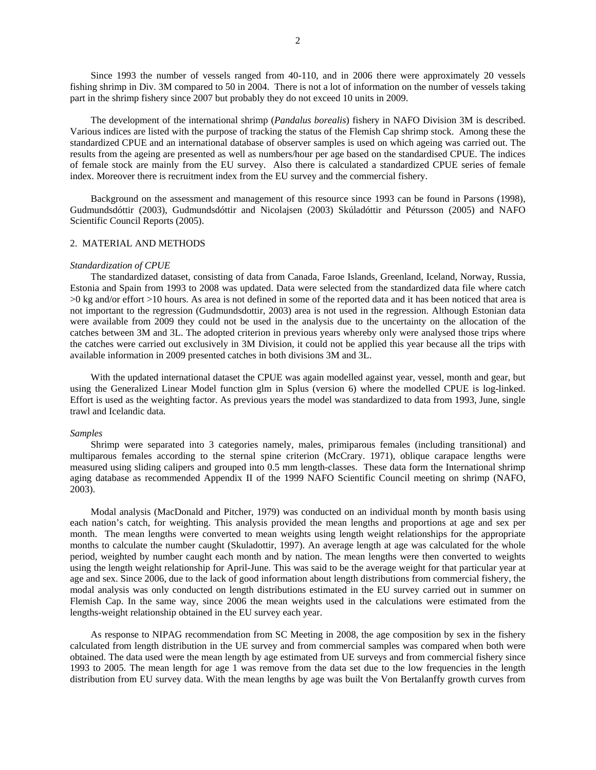Since 1993 the number of vessels ranged from 40-110, and in 2006 there were approximately 20 vessels fishing shrimp in Div. 3M compared to 50 in 2004. There is not a lot of information on the number of vessels taking part in the shrimp fishery since 2007 but probably they do not exceed 10 units in 2009.

The development of the international shrimp (*Pandalus borealis*) fishery in NAFO Division 3M is described. Various indices are listed with the purpose of tracking the status of the Flemish Cap shrimp stock. Among these the standardized CPUE and an international database of observer samples is used on which ageing was carried out. The results from the ageing are presented as well as numbers/hour per age based on the standardised CPUE. The indices of female stock are mainly from the EU survey. Also there is calculated a standardized CPUE series of female index. Moreover there is recruitment index from the EU survey and the commercial fishery.

Background on the assessment and management of this resource since 1993 can be found in Parsons (1998), Gudmundsdóttir (2003), Gudmundsdóttir and Nicolajsen (2003) Skúladóttir and Pétursson (2005) and NAFO Scientific Council Reports (2005).

## 2. MATERIAL AND METHODS

*Standardization of CPUE*

The standardized dataset, consisting of data from Canada, Faroe Islands, Greenland, Iceland, Norway, Russia, Estonia and Spain from 1993 to 2008 was updated. Data were selected from the standardized data file where catch >0 kg and/or effort >10 hours. As area is not defined in some of the reported data and it has been noticed that area is not important to the regression (Gudmundsdottir, 2003) area is not used in the regression. Although Estonian data were available from 2009 they could not be used in the analysis due to the uncertainty on the allocation of the catches between 3M and 3L. The adopted criterion in previous years whereby only were analysed those trips where the catches were carried out exclusively in 3M Division, it could not be applied this year because all the trips with available information in 2009 presented catches in both divisions 3M and 3L.

With the updated international dataset the CPUE was again modelled against year, vessel, month and gear, but using the Generalized Linear Model function glm in Splus (version 6) where the modelled CPUE is log-linked. Effort is used as the weighting factor. As previous years the model was standardized to data from 1993, June, single trawl and Icelandic data.

*Samples*

Shrimp were separated into 3 categories namely, males, primiparous females (including transitional) and multiparous females according to the sternal spine criterion (McCrary. 1971), oblique carapace lengths were measured using sliding calipers and grouped into 0.5 mm length-classes. These data form the International shrimp aging database as recommended Appendix II of the 1999 NAFO Scientific Council meeting on shrimp (NAFO, 2003).

Modal analysis (MacDonald and Pitcher, 1979) was conducted on an individual month by month basis using each nation's catch, for weighting. This analysis provided the mean lengths and proportions at age and sex per month. The mean lengths were converted to mean weights using length weight relationships for the appropriate months to calculate the number caught (Skuladottir, 1997). An average length at age was calculated for the whole period, weighted by number caught each month and by nation. The mean lengths were then converted to weights using the length weight relationship for April-June. This was said to be the average weight for that particular year at age and sex. Since 2006, due to the lack of good information about length distributions from commercial fishery, the modal analysis was only conducted on length distributions estimated in the EU survey carried out in summer on Flemish Cap. In the same way, since 2006 the mean weights used in the calculations were estimated from the lengths-weight relationship obtained in the EU survey each year.

As response to NIPAG recommendation from SC Meeting in 2008, the age composition by sex in the fishery calculated from length distribution in the UE survey and from commercial samples was compared when both were obtained. The data used were the mean length by age estimated from UE surveys and from commercial fishery since 1993 to 2005. The mean length for age 1 was remove from the data set due to the low frequencies in the length distribution from EU survey data. With the mean lengths by age was built the Von Bertalanffy growth curves from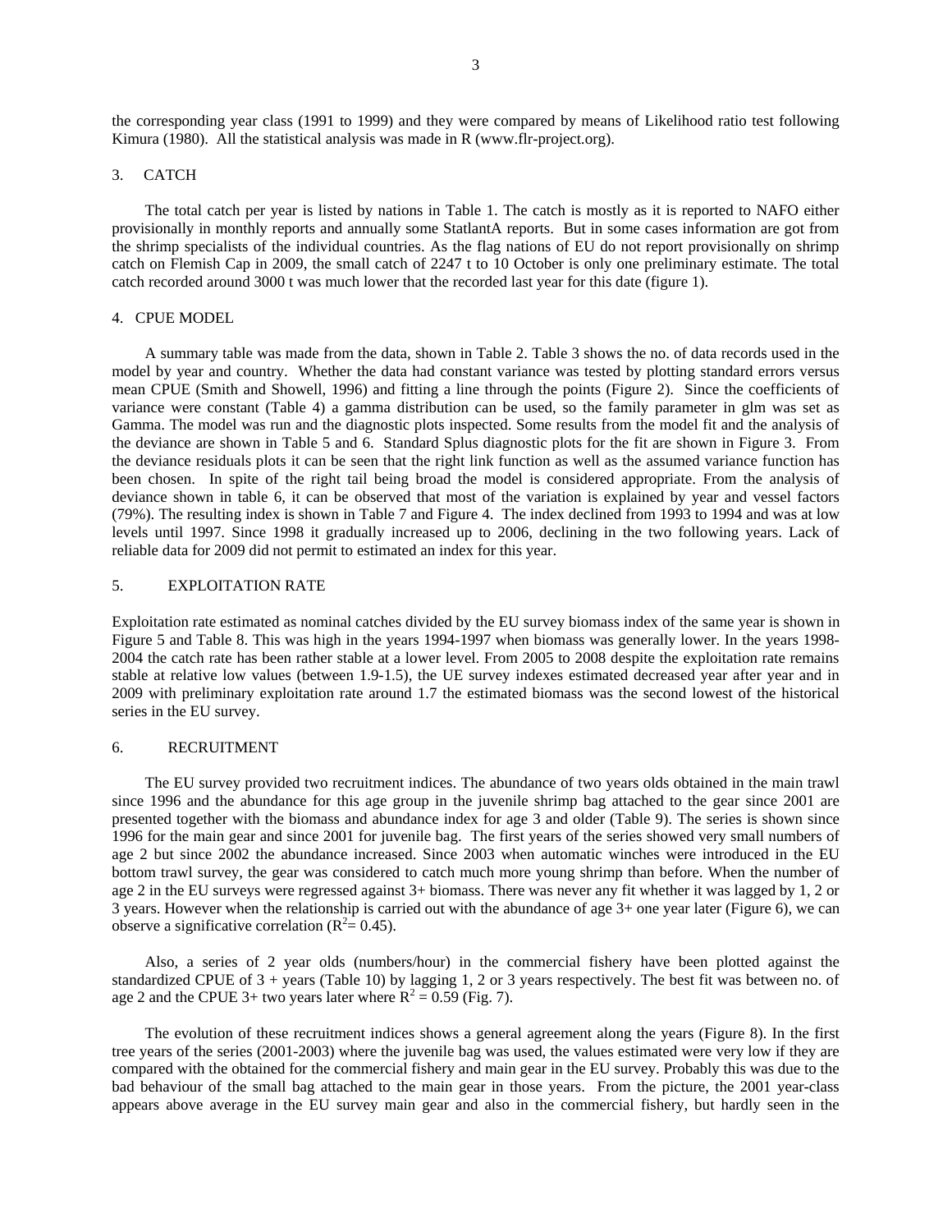the corresponding year class (1991 to 1999) and they were compared by means of Likelihood ratio test following Kimura (1980). All the statistical analysis was made in R (www.flr-project.org).

## 3. CATCH

The total catch per year is listed by nations in Table 1. The catch is mostly as it is reported to NAFO either provisionally in monthly reports and annually some StatlantA reports. But in some cases information are got from the shrimp specialists of the individual countries. As the flag nations of EU do not report provisionally on shrimp catch on Flemish Cap in 2009, the small catch of 2247 t to 10 October is only one preliminary estimate. The total catch recorded around 3000 t was much lower that the recorded last year for this date (figure 1).

## 4. CPUE MODEL

A summary table was made from the data, shown in Table 2. Table 3 shows the no. of data records used in the model by year and country. Whether the data had constant variance was tested by plotting standard errors versus mean CPUE (Smith and Showell, 1996) and fitting a line through the points (Figure 2). Since the coefficients of variance were constant (Table 4) a gamma distribution can be used, so the family parameter in glm was set as Gamma. The model was run and the diagnostic plots inspected. Some results from the model fit and the analysis of the deviance are shown in Table 5 and 6. Standard Splus diagnostic plots for the fit are shown in Figure 3. From the deviance residuals plots it can be seen that the right link function as well as the assumed variance function has been chosen. In spite of the right tail being broad the model is considered appropriate. From the analysis of deviance shown in table 6, it can be observed that most of the variation is explained by year and vessel factors (79%). The resulting index is shown in Table 7 and Figure 4. The index declined from 1993 to 1994 and was at low levels until 1997. Since 1998 it gradually increased up to 2006, declining in the two following years. Lack of reliable data for 2009 did not permit to estimated an index for this year.

## 5. EXPLOITATION RATE

Exploitation rate estimated as nominal catches divided by the EU survey biomass index of the same year is shown in Figure 5 and Table 8. This was high in the years 1994-1997 when biomass was generally lower. In the years 1998-2004 the catch rate has been rather stable at a lower level. From 2005 to 2008 despite the exploitation rate remains stable at relative low values (between 1.9-1.5), the UE survey indexes estimated decreased year after year and in 2009 with preliminary exploitation rate around 1.7 the estimated biomass was the second lowest of the historical series in the EU survey.

## 6. RECRUITMENT

The EU survey provided two recruitment indices. The abundance of two years olds obtained in the main trawl since 1996 and the abundance for this age group in the juvenile shrimp bag attached to the gear since 2001 are presented together with the biomass and abundance index for age 3 and older (Table 9). The series is shown since 1996 for the main gear and since 2001 for juvenile bag. The first years of the series showed very small numbers of age 2 but since 2002 the abundance increased. Since 2003 when automatic winches were introduced in the EU bottom trawl survey, the gear was considered to catch much more young shrimp than before. When the number of age 2 in the EU surveys were regressed against 3+ biomass. There was never any fit whether it was lagged by 1, 2 or 3 years. However when the relationship is carried out with the abundance of age 3+ one year later (Figure 6), we can observe a significative correlation ($R^2$= 0.45).

Also, a series of 2 year olds (numbers/hour) in the commercial fishery have been plotted against the standardized CPUE of 3 + years (Table 10) by lagging 1, 2 or 3 years respectively. The best fit was between no. of age 2 and the CPUE 3+ two years later where $R^2$ = 0.59 (Fig. 7).

The evolution of these recruitment indices shows a general agreement along the years (Figure 8). In the first tree years of the series (2001-2003) where the juvenile bag was used, the values estimated were very low if they are compared with the obtained for the commercial fishery and main gear in the EU survey. Probably this was due to the bad behaviour of the small bag attached to the main gear in those years. From the picture, the 2001 year-class appears above average in the EU survey main gear and also in the commercial fishery, but hardly seen in the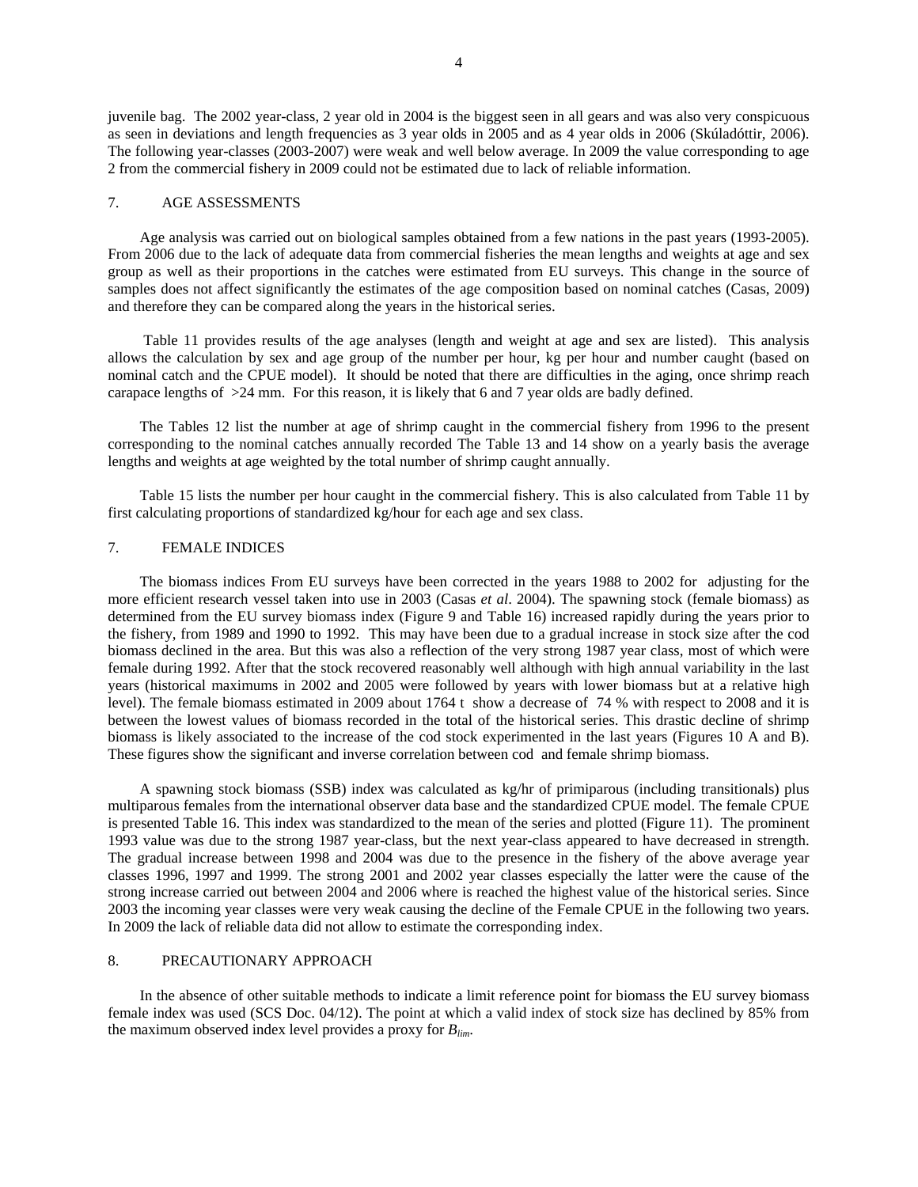juvenile bag. The 2002 year-class, 2 year old in 2004 is the biggest seen in all gears and was also very conspicuous as seen in deviations and length frequencies as 3 year olds in 2005 and as 4 year olds in 2006 (Skúladóttir, 2006). The following year-classes (2003-2007) were weak and well below average. In 2009 the value corresponding to age 2 from the commercial fishery in 2009 could not be estimated due to lack of reliable information.

## 7. AGE ASSESSMENTS

Age analysis was carried out on biological samples obtained from a few nations in the past years (1993-2005). From 2006 due to the lack of adequate data from commercial fisheries the mean lengths and weights at age and sex group as well as their proportions in the catches were estimated from EU surveys. This change in the source of samples does not affect significantly the estimates of the age composition based on nominal catches (Casas, 2009) and therefore they can be compared along the years in the historical series.

Table 11 provides results of the age analyses (length and weight at age and sex are listed). This analysis allows the calculation by sex and age group of the number per hour, kg per hour and number caught (based on nominal catch and the CPUE model). It should be noted that there are difficulties in the aging, once shrimp reach carapace lengths of >24 mm. For this reason, it is likely that 6 and 7 year olds are badly defined.

The Tables 12 list the number at age of shrimp caught in the commercial fishery from 1996 to the present corresponding to the nominal catches annually recorded The Table 13 and 14 show on a yearly basis the average lengths and weights at age weighted by the total number of shrimp caught annually.

Table 15 lists the number per hour caught in the commercial fishery. This is also calculated from Table 11 by first calculating proportions of standardized kg/hour for each age and sex class.

## 7. FEMALE INDICES

The biomass indices From EU surveys have been corrected in the years 1988 to 2002 for adjusting for the more efficient research vessel taken into use in 2003 (Casas *et al*. 2004). The spawning stock (female biomass) as determined from the EU survey biomass index (Figure 9 and Table 16) increased rapidly during the years prior to the fishery, from 1989 and 1990 to 1992. This may have been due to a gradual increase in stock size after the cod biomass declined in the area. But this was also a reflection of the very strong 1987 year class, most of which were female during 1992. After that the stock recovered reasonably well although with high annual variability in the last years (historical maximums in 2002 and 2005 were followed by years with lower biomass but at a relative high level). The female biomass estimated in 2009 about 1764 t show a decrease of 74 % with respect to 2008 and it is between the lowest values of biomass recorded in the total of the historical series. This drastic decline of shrimp biomass is likely associated to the increase of the cod stock experimented in the last years (Figures 10 A and B). These figures show the significant and inverse correlation between cod and female shrimp biomass.

A spawning stock biomass (SSB) index was calculated as kg/hr of primiparous (including transitionals) plus multiparous females from the international observer data base and the standardized CPUE model. The female CPUE is presented Table 16. This index was standardized to the mean of the series and plotted (Figure 11). The prominent 1993 value was due to the strong 1987 year-class, but the next year-class appeared to have decreased in strength. The gradual increase between 1998 and 2004 was due to the presence in the fishery of the above average year classes 1996, 1997 and 1999. The strong 2001 and 2002 year classes especially the latter were the cause of the strong increase carried out between 2004 and 2006 where is reached the highest value of the historical series. Since 2003 the incoming year classes were very weak causing the decline of the Female CPUE in the following two years. In 2009 the lack of reliable data did not allow to estimate the corresponding index.

## 8. PRECAUTIONARY APPROACH

In the absence of other suitable methods to indicate a limit reference point for biomass the EU survey biomass female index was used (SCS Doc. 04/12). The point at which a valid index of stock size has declined by 85% from the maximum observed index level provides a proxy for $B_{lim}$.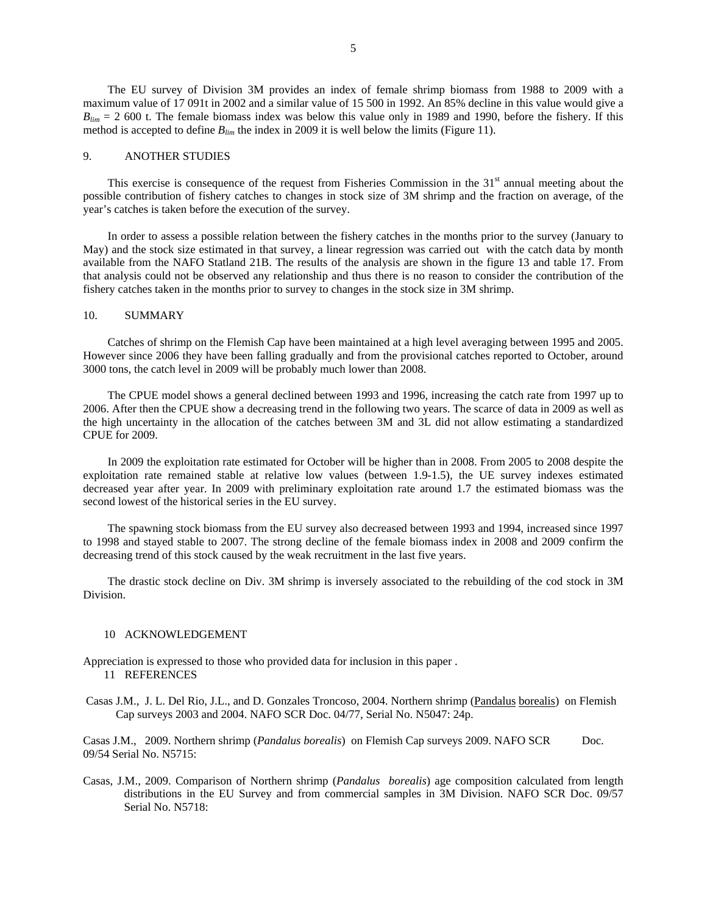The EU survey of Division 3M provides an index of female shrimp biomass from 1988 to 2009 with a maximum value of 17 091t in 2002 and a similar value of 15 500 in 1992. An 85% decline in this value would give a $B_{lim}$ = 2 600 t. The female biomass index was below this value only in 1989 and 1990, before the fishery. If this method is accepted to define $B_{lim}$ the index in 2009 it is well below the limits (Figure 11).

## 9. ANOTHER STUDIES

This exercise is consequence of the request from Fisheries Commission in the 31[st] annual meeting about the possible contribution of fishery catches to changes in stock size of 3M shrimp and the fraction on average, of the year's catches is taken before the execution of the survey.

In order to assess a possible relation between the fishery catches in the months prior to the survey (January to May) and the stock size estimated in that survey, a linear regression was carried out with the catch data by month available from the NAFO Statland 21B. The results of the analysis are shown in the figure 13 and table 17. From that analysis could not be observed any relationship and thus there is no reason to consider the contribution of the fishery catches taken in the months prior to survey to changes in the stock size in 3M shrimp.

## 10. SUMMARY

Catches of shrimp on the Flemish Cap have been maintained at a high level averaging between 1995 and 2005. However since 2006 they have been falling gradually and from the provisional catches reported to October, around 3000 tons, the catch level in 2009 will be probably much lower than 2008.

The CPUE model shows a general declined between 1993 and 1996, increasing the catch rate from 1997 up to 2006. After then the CPUE show a decreasing trend in the following two years. The scarce of data in 2009 as well as the high uncertainty in the allocation of the catches between 3M and 3L did not allow estimating a standardized CPUE for 2009.

In 2009 the exploitation rate estimated for October will be higher than in 2008. From 2005 to 2008 despite the exploitation rate remained stable at relative low values (between 1.9-1.5), the UE survey indexes estimated decreased year after year. In 2009 with preliminary exploitation rate around 1.7 the estimated biomass was the second lowest of the historical series in the EU survey.

The spawning stock biomass from the EU survey also decreased between 1993 and 1994, increased since 1997 to 1998 and stayed stable to 2007. The strong decline of the female biomass index in 2008 and 2009 confirm the decreasing trend of this stock caused by the weak recruitment in the last five years.

The drastic stock decline on Div. 3M shrimp is inversely associated to the rebuilding of the cod stock in 3M Division.

## 10 ACKNOWLEDGEMENT

Appreciation is expressed to those who provided data for inclusion in this paper .

## 11 REFERENCES

Casas J.M., J. L. Del Rio, J.L., and D. Gonzales Troncoso, 2004. Northern shrimp (Pandalus borealis) on Flemish Cap surveys 2003 and 2004. NAFO SCR Doc. 04/77, Serial No. N5047: 24p.

Casas J.M., 2009. Northern shrimp (*Pandalus borealis*) on Flemish Cap surveys 2009. NAFO SCR Doc. 09/54 Serial No. N5715:

Casas, J.M., 2009. Comparison of Northern shrimp (*Pandalus borealis*) age composition calculated from length distributions in the EU Survey and from commercial samples in 3M Division. NAFO SCR Doc. 09/57 Serial No. N5718: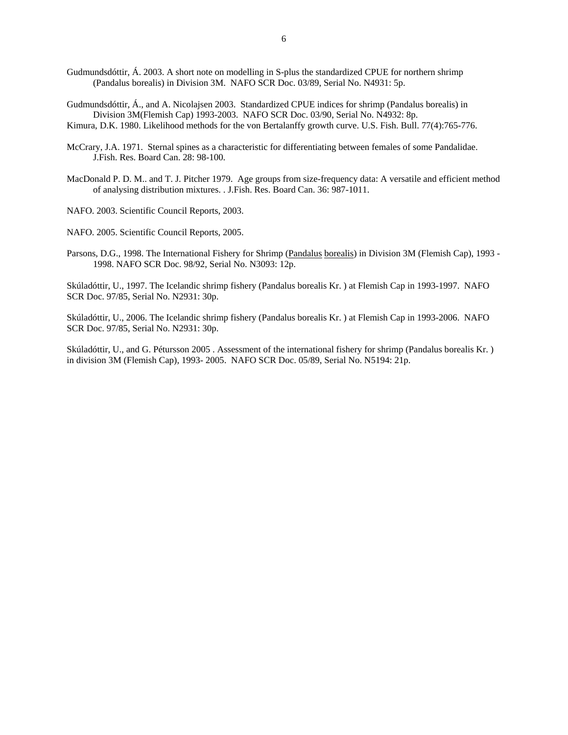Gudmundsdóttir, Á. 2003. A short note on modelling in S-plus the standardized CPUE for northern shrimp (Pandalus borealis) in Division 3M. NAFO SCR Doc. 03/89, Serial No. N4931: 5p.

Gudmundsdóttir, Á., and A. Nicolajsen 2003. Standardized CPUE indices for shrimp (Pandalus borealis) in Division 3M(Flemish Cap) 1993-2003. NAFO SCR Doc. 03/90, Serial No. N4932: 8p.

Kimura, D.K. 1980. Likelihood methods for the von Bertalanffy growth curve. U.S. Fish. Bull. 77(4):765-776.

McCrary, J.A. 1971. Sternal spines as a characteristic for differentiating between females of some Pandalidae. J.Fish. Res. Board Can. 28: 98-100.

MacDonald P. D. M.. and T. J. Pitcher 1979. Age groups from size-frequency data: A versatile and efficient method of analysing distribution mixtures. . J.Fish. Res. Board Can. 36: 987-1011.

NAFO. 2003. Scientific Council Reports, 2003.

NAFO. 2005. Scientific Council Reports, 2005.

Parsons, D.G., 1998. The International Fishery for Shrimp (Pandalus borealis) in Division 3M (Flemish Cap), 1993 - 1998. NAFO SCR Doc. 98/92, Serial No. N3093: 12p.

Skúladóttir, U., 1997. The Icelandic shrimp fishery (Pandalus borealis Kr. ) at Flemish Cap in 1993-1997. NAFO SCR Doc. 97/85, Serial No. N2931: 30p.

Skúladóttir, U., 2006. The Icelandic shrimp fishery (Pandalus borealis Kr. ) at Flemish Cap in 1993-2006. NAFO SCR Doc. 97/85, Serial No. N2931: 30p.

Skúladóttir, U., and G. Pétursson 2005 . Assessment of the international fishery for shrimp (Pandalus borealis Kr. ) in division 3M (Flemish Cap), 1993- 2005. NAFO SCR Doc. 05/89, Serial No. N5194: 21p.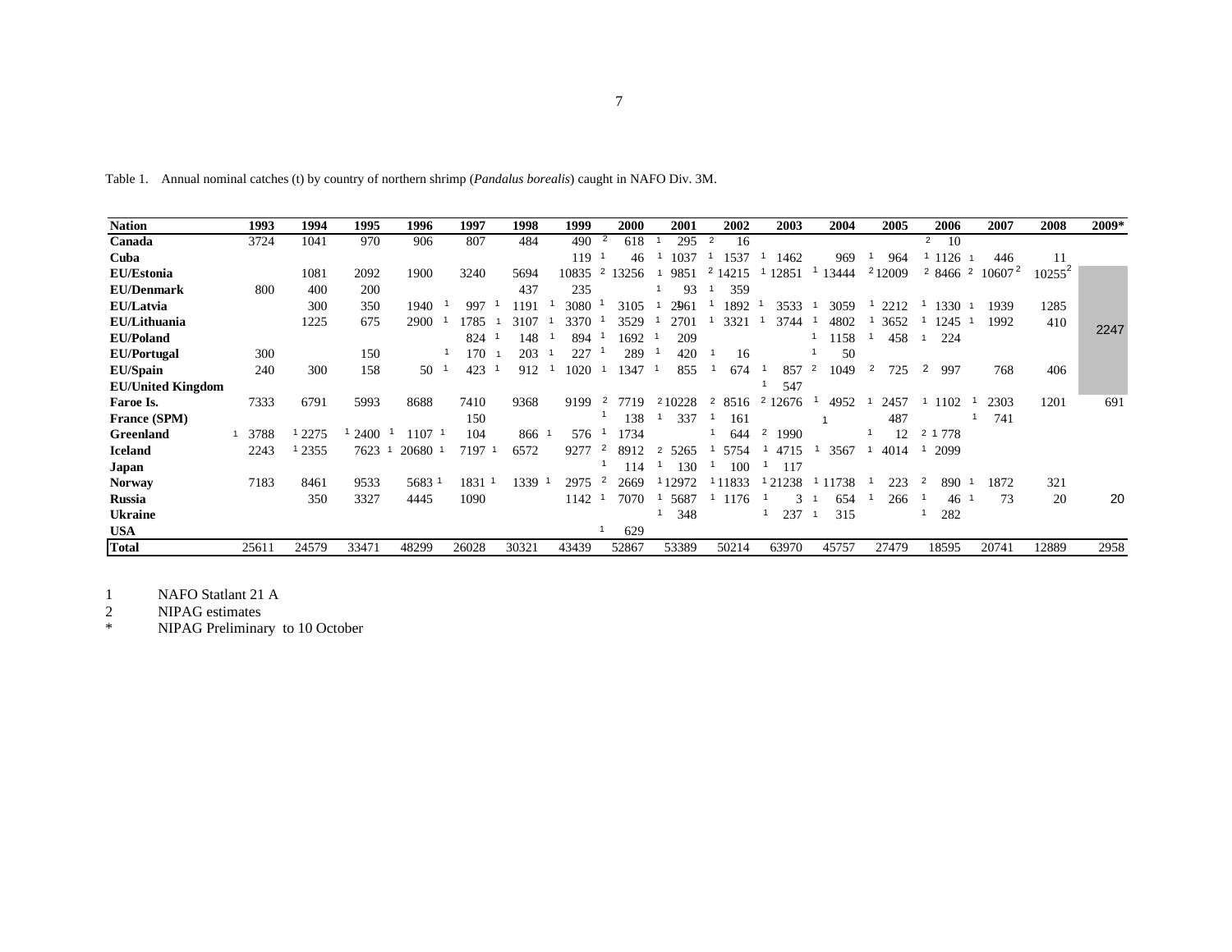Table 1. Annual nominal catches (t) by country of northern shrimp (*Pandalus borealis*) caught in NAFO Div. 3M.

| Nation | 1993 | 1994 | 1995 | 1996 | 1997 | 1998 | 1999 | 2000 | 2001 | 2002 | 2003 | 2004 | 2005 | 2006 | 2007 | 2008 | 2009* |
|---|---|---|---|---|---|---|---|---|---|---|---|---|---|---|---|---|---|
| **Canada** | 3724 | 1041 | 970 | 906 | 807 | 484 | 490 | [2] 618 | [1] 295 | [2] 16 | | | | [2] 10 | | | |
| **Cuba** | | | | | | | 119 | [1] 46 | [1] 1037 | [1] 1537 | [1] 1462 | 969 | [1] 964 | [1] 1126 | [1] 446 | 11 | |
| **EU/Estonia** | | 1081 | 2092 | 1900 | 3240 | 5694 | 10835 | [2] 13256 | [1] 9851 | [2] 14215 | [1] 12851 | [1] 13444 | [2] 12009 | [2] 8466 | [2] 10607[2] | 10255[2] | |
| **EU/Denmark** | 800 | 400 | 200 | | | 437 | 235 | | [1] 93 | [1] 359 | | | | | | | |
| **EU/Latvia** | | 300 | 350 | 1940 | [1] 997 | [1] 1191 | [1] 3080 | [1] 3105 | [1] 2961 | [1] 1892 | [1] 3533 | [1] 3059 | [1] 2212 | [1] 1330 | [1] 1939 | 1285 | |
| **EU/Lithuania** | | 1225 | 675 | 2900 | [1] 1785 | [1] 3107 | [1] 3370 | [1] 3529 | [1] 2701 | [1] 3321 | [1] 3744 | [1] 4802 | [1] 3652 | [1] 1245 | [1] 1992 | 410 | 2247 |
| **EU/Poland** | | | | | 824 | [1] 148 | [1] 894 | [1] 1692 | [1] 209 | | | [1] 1158 | [1] 458 | [1] 224 | | | |
| **EU/Portugal** | 300 | | 150 | | [1] 170 | [1] 203 | [1] 227 | [1] 289 | [1] 420 | [1] 16 | | [1] 50 | | | | | |
| **EU/Spain** | 240 | 300 | 158 | 50 | [1] 423 | [1] 912 | [1] 1020 | [1] 1347 | [1] 855 | [1] 674 | [1] 857 | [2] 1049 | [2] 725 | [2] 997 | 768 | 406 | |
| **EU/United Kingdom** | | | | | | | | | | | [1] 547 | | | | | | |
| **Faroe Is.** | 7333 | 6791 | 5993 | 8688 | 7410 | 9368 | 9199 | [2] 7719 | [2] 10228 | [2] 8516 | [2] 12676 | [1] 4952 | [1] 2457 | [1] 1102 | [1] 2303 | 1201 | 691 |
| **France (SPM)** | | | | | 150 | | | [1] 138 | [1] 337 | [1] 161 | | [1] | 487 | | [1] 741 | | |
| **Greenland** | [1] 3788 | [1] 2275 | [1] 2400 | [1] 1107 | [1] 104 | 866 | [1] 576 | [1] 1734 | | [1] 644 | [2] 1990 | | [1] 12 | [2] [1] 778 | | | |
| **Iceland** | 2243 | [1] 2355 | 7623 | [1] 20680 | [1] 7197 | [1] 6572 | 9277 | [2] 8912 | [2] 5265 | [1] 5754 | [1] 4715 | [1] 3567 | [1] 4014 | [1] 2099 | | | |
| **Japan** | | | | | | | | [1] 114 | [1] 130 | [1] 100 | [1] 117 | | | | | | |
| **Norway** | 7183 | 8461 | 9533 | 5683 | [1] 1831 | [1] 1339 | [1] 2975 | [2] 2669 | [1] 12972 | [1] 11833 | [1] 21238 | [1] 11738 | [1] 223 | [2] 890 | [1] 1872 | 321 | |
| **Russia** | | 350 | 3327 | 4445 | 1090 | | 1142 | [1] 7070 | [1] 5687 | [1] 1176 | [1] 3 | [1] 654 | [1] 266 | [1] 46 | [1] 73 | 20 | 20 |
| **Ukraine** | | | | | | | | | [1] 348 | | [1] 237 | [1] 315 | | [1] 282 | | | |
| **USA** | | | | | | | | [1] 629 | | | | | | | | | |
| **Total** | 25611 | 24579 | 33471 | 48299 | 26028 | 30321 | 43439 | 52867 | 53389 | 50214 | 63970 | 45757 | 27479 | 18595 | 20741 | 12889 | 2958 |

1 NAFO Statlant 21 A

2 NIPAG estimates

\* NIPAG Preliminary to 10 October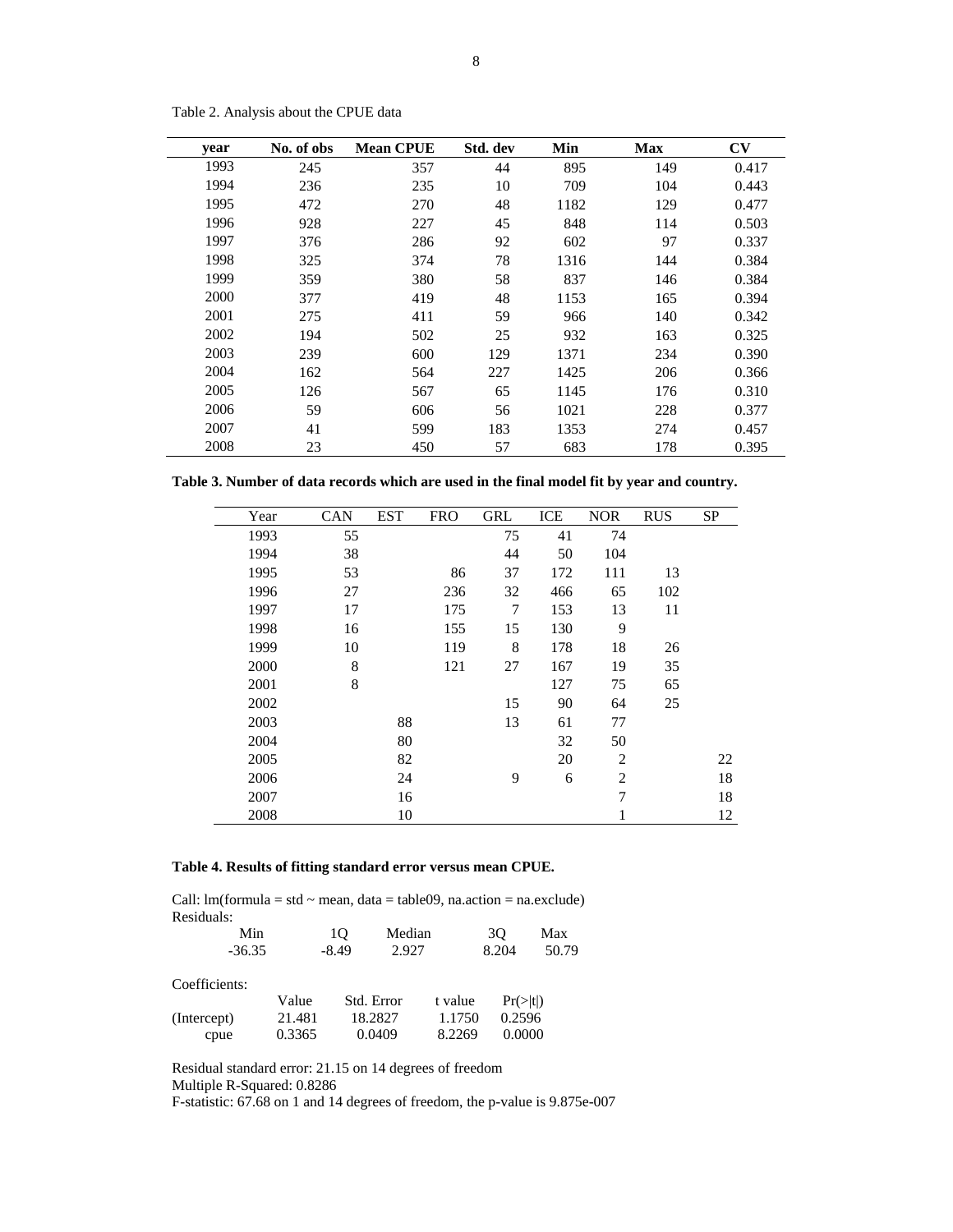Table 2. Analysis about the CPUE data

| year | No. of obs | Mean CPUE | Std. dev | Min | Max | CV |
|---|---|---|---|---|---|---|
| 1993 | 245 | 357 | 44 | 895 | 149 | 0.417 |
| 1994 | 236 | 235 | 10 | 709 | 104 | 0.443 |
| 1995 | 472 | 270 | 48 | 1182 | 129 | 0.477 |
| 1996 | 928 | 227 | 45 | 848 | 114 | 0.503 |
| 1997 | 376 | 286 | 92 | 602 | 97 | 0.337 |
| 1998 | 325 | 374 | 78 | 1316 | 144 | 0.384 |
| 1999 | 359 | 380 | 58 | 837 | 146 | 0.384 |
| 2000 | 377 | 419 | 48 | 1153 | 165 | 0.394 |
| 2001 | 275 | 411 | 59 | 966 | 140 | 0.342 |
| 2002 | 194 | 502 | 25 | 932 | 163 | 0.325 |
| 2003 | 239 | 600 | 129 | 1371 | 234 | 0.390 |
| 2004 | 162 | 564 | 227 | 1425 | 206 | 0.366 |
| 2005 | 126 | 567 | 65 | 1145 | 176 | 0.310 |
| 2006 | 59 | 606 | 56 | 1021 | 228 | 0.377 |
| 2007 | 41 | 599 | 183 | 1353 | 274 | 0.457 |
| 2008 | 23 | 450 | 57 | 683 | 178 | 0.395 |

**Table 3. Number of data records which are used in the final model fit by year and country.**

| Year | CAN | EST | FRO | GRL | ICE | NOR | RUS | SP |
|---|---|---|---|---|---|---|---|---|
| 1993 | 55 | | | 75 | 41 | 74 | | |
| 1994 | 38 | | | 44 | 50 | 104 | | |
| 1995 | 53 | | 86 | 37 | 172 | 111 | 13 | |
| 1996 | 27 | | 236 | 32 | 466 | 65 | 102 | |
| 1997 | 17 | | 175 | 7 | 153 | 13 | 11 | |
| 1998 | 16 | | 155 | 15 | 130 | 9 | | |
| 1999 | 10 | | 119 | 8 | 178 | 18 | 26 | |
| 2000 | 8 | | 121 | 27 | 167 | 19 | 35 | |
| 2001 | 8 | | | | 127 | 75 | 65 | |
| 2002 | | | | 15 | 90 | 64 | 25 | |
| 2003 | | 88 | | 13 | 61 | 77 | | |
| 2004 | | 80 | | | 32 | 50 | | |
| 2005 | | 82 | | | 20 | 2 | | 22 |
| 2006 | | 24 | | 9 | 6 | 2 | | 18 |
| 2007 | | 16 | | | | 7 | | 18 |
| 2008 | | 10 | | | | 1 | | 12 |

**Table 4. Results of fitting standard error versus mean CPUE.**

Call: lm(formula = std ~ mean, data = table09, na.action = na.exclude)
Residuals:

| Min | 1Q | Median | 3Q | Max |
|---|---|---|---|---|
| -36.35 | -8.49 | 2.927 | 8.204 | 50.79 |

Coefficients:

| | Value | Std. Error | t value | Pr(>\|t\|) |
|---|---|---|---|---|
| (Intercept) | 21.481 | 18.2827 | 1.1750 | 0.2596 |
| cpue | 0.3365 | 0.0409 | 8.2269 | 0.0000 |

Residual standard error: 21.15 on 14 degrees of freedom
Multiple R-Squared: 0.8286
F-statistic: 67.68 on 1 and 14 degrees of freedom, the p-value is 9.875e-007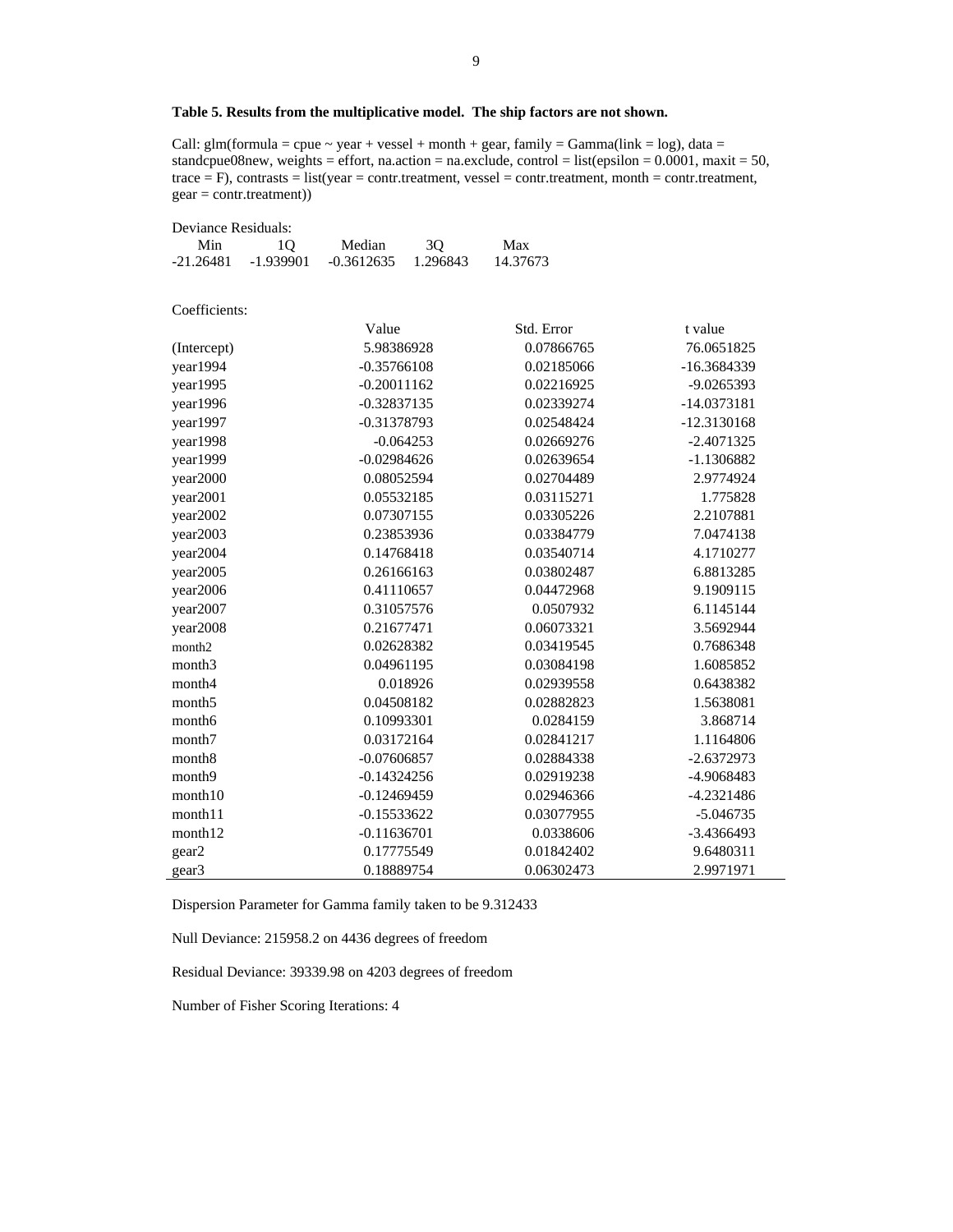**Table 5. Results from the multiplicative model. The ship factors are not shown.**

Call: glm(formula = cpue ~ year + vessel + month + gear, family = Gamma(link = log), data = standcpue08new, weights = effort, na.action = na.exclude, control = list(epsilon = 0.0001, maxit = 50, trace = F), contrasts = list(year = contr.treatment, vessel = contr.treatment, month = contr.treatment, gear = contr.treatment))

Deviance Residuals:

| Min | 1Q | Median | 3Q | Max |
|---|---|---|---|---|
| -21.26481 | -1.939901 | -0.3612635 | 1.296843 | 14.37673 |

Coefficients:

| | Value | Std. Error | t value |
|---|---|---|---|
| (Intercept) | 5.98386928 | 0.07866765 | 76.0651825 |
| year1994 | -0.35766108 | 0.02185066 | -16.3684339 |
| year1995 | -0.20011162 | 0.02216925 | -9.0265393 |
| year1996 | -0.32837135 | 0.02339274 | -14.0373181 |
| year1997 | -0.31378793 | 0.02548424 | -12.3130168 |
| year1998 | -0.064253 | 0.02669276 | -2.4071325 |
| year1999 | -0.02984626 | 0.02639654 | -1.1306882 |
| year2000 | 0.08052594 | 0.02704489 | 2.9774924 |
| year2001 | 0.05532185 | 0.03115271 | 1.775828 |
| year2002 | 0.07307155 | 0.03305226 | 2.2107881 |
| year2003 | 0.23853936 | 0.03384779 | 7.0474138 |
| year2004 | 0.14768418 | 0.03540714 | 4.1710277 |
| year2005 | 0.26166163 | 0.03802487 | 6.8813285 |
| year2006 | 0.41110657 | 0.04472968 | 9.1909115 |
| year2007 | 0.31057576 | 0.0507932 | 6.1145144 |
| year2008 | 0.21677471 | 0.06073321 | 3.5692944 |
| month2 | 0.02628382 | 0.03419545 | 0.7686348 |
| month3 | 0.04961195 | 0.03084198 | 1.6085852 |
| month4 | 0.018926 | 0.02939558 | 0.6438382 |
| month5 | 0.04508182 | 0.02882823 | 1.5638081 |
| month6 | 0.10993301 | 0.0284159 | 3.868714 |
| month7 | 0.03172164 | 0.02841217 | 1.1164806 |
| month8 | -0.07606857 | 0.02884338 | -2.6372973 |
| month9 | -0.14324256 | 0.02919238 | -4.9068483 |
| month10 | -0.12469459 | 0.02946366 | -4.2321486 |
| month11 | -0.15533622 | 0.03077955 | -5.046735 |
| month12 | -0.11636701 | 0.0338606 | -3.4366493 |
| gear2 | 0.17775549 | 0.01842402 | 9.6480311 |
| gear3 | 0.18889754 | 0.06302473 | 2.9971971 |

Dispersion Parameter for Gamma family taken to be 9.312433

Null Deviance: 215958.2 on 4436 degrees of freedom

Residual Deviance: 39339.98 on 4203 degrees of freedom

Number of Fisher Scoring Iterations: 4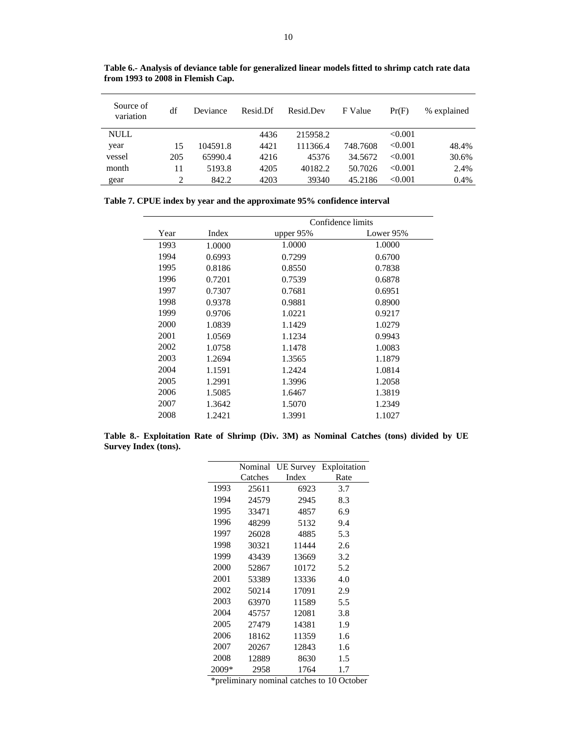**Table 6.- Analysis of deviance table for generalized linear models fitted to shrimp catch rate data from 1993 to 2008 in Flemish Cap.**

| Source of variation | df | Deviance | Resid.Df | Resid.Dev | F Value | Pr(F) | % explained |
|---|---|---|---|---|---|---|---|
| NULL | | | 4436 | 215958.2 | | <0.001 | |
| year | 15 | 104591.8 | 4421 | 111366.4 | 748.7608 | <0.001 | 48.4% |
| vessel | 205 | 65990.4 | 4216 | 45376 | 34.5672 | <0.001 | 30.6% |
| month | 11 | 5193.8 | 4205 | 40182.2 | 50.7026 | <0.001 | 2.4% |
| gear | 2 | 842.2 | 4203 | 39340 | 45.2186 | <0.001 | 0.4% |

**Table 7. CPUE index by year and the approximate 95% confidence interval**

| | | Confidence limits | |
|---|---|---|---|
| Year | Index | upper 95% | Lower 95% |
| 1993 | 1.0000 | 1.0000 | 1.0000 |
| 1994 | 0.6993 | 0.7299 | 0.6700 |
| 1995 | 0.8186 | 0.8550 | 0.7838 |
| 1996 | 0.7201 | 0.7539 | 0.6878 |
| 1997 | 0.7307 | 0.7681 | 0.6951 |
| 1998 | 0.9378 | 0.9881 | 0.8900 |
| 1999 | 0.9706 | 1.0221 | 0.9217 |
| 2000 | 1.0839 | 1.1429 | 1.0279 |
| 2001 | 1.0569 | 1.1234 | 0.9943 |
| 2002 | 1.0758 | 1.1478 | 1.0083 |
| 2003 | 1.2694 | 1.3565 | 1.1879 |
| 2004 | 1.1591 | 1.2424 | 1.0814 |
| 2005 | 1.2991 | 1.3996 | 1.2058 |
| 2006 | 1.5085 | 1.6467 | 1.3819 |
| 2007 | 1.3642 | 1.5070 | 1.2349 |
| 2008 | 1.2421 | 1.3991 | 1.1027 |

**Table 8.- Exploitation Rate of Shrimp (Div. 3M) as Nominal Catches (tons) divided by UE Survey Index (tons).**

| | Nominal Catches | UE Survey Index | Exploitation Rate |
|---|---|---|---|
| 1993 | 25611 | 6923 | 3.7 |
| 1994 | 24579 | 2945 | 8.3 |
| 1995 | 33471 | 4857 | 6.9 |
| 1996 | 48299 | 5132 | 9.4 |
| 1997 | 26028 | 4885 | 5.3 |
| 1998 | 30321 | 11444 | 2.6 |
| 1999 | 43439 | 13669 | 3.2 |
| 2000 | 52867 | 10172 | 5.2 |
| 2001 | 53389 | 13336 | 4.0 |
| 2002 | 50214 | 17091 | 2.9 |
| 2003 | 63970 | 11589 | 5.5 |
| 2004 | 45757 | 12081 | 3.8 |
| 2005 | 27479 | 14381 | 1.9 |
| 2006 | 18162 | 11359 | 1.6 |
| 2007 | 20267 | 12843 | 1.6 |
| 2008 | 12889 | 8630 | 1.5 |
| 2009* | 2958 | 1764 | 1.7 |

*preliminary nominal catches to 10 October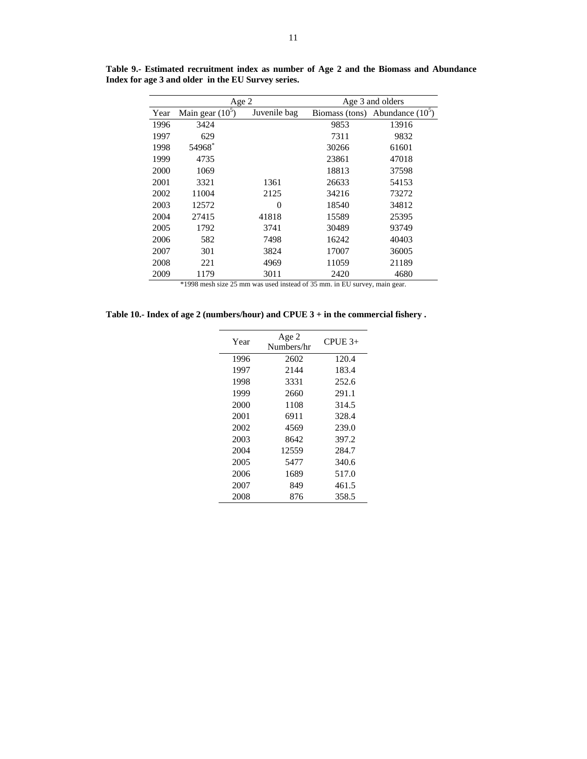**Table 9.- Estimated recruitment index as number of Age 2 and the Biomass and Abundance Index for age 3 and older in the EU Survey series.**

| | Age 2 | | Age 3 and olders | |
|---|---|---|---|---|
| Year | Main gear ($10^5$) | Juvenile bag | Biomass (tons) | Abundance ($10^5$) |
| 1996 | 3424 | | 9853 | 13916 |
| 1997 | 629 | | 7311 | 9832 |
| 1998 | 54968* | | 30266 | 61601 |
| 1999 | 4735 | | 23861 | 47018 |
| 2000 | 1069 | | 18813 | 37598 |
| 2001 | 3321 | 1361 | 26633 | 54153 |
| 2002 | 11004 | 2125 | 34216 | 73272 |
| 2003 | 12572 | 0 | 18540 | 34812 |
| 2004 | 27415 | 41818 | 15589 | 25395 |
| 2005 | 1792 | 3741 | 30489 | 93749 |
| 2006 | 582 | 7498 | 16242 | 40403 |
| 2007 | 301 | 3824 | 17007 | 36005 |
| 2008 | 221 | 4969 | 11059 | 21189 |
| 2009 | 1179 | 3011 | 2420 | 4680 |

*1998 mesh size 25 mm was used instead of 35 mm. in EU survey, main gear.

**Table 10.- Index of age 2 (numbers/hour) and CPUE 3 + in the commercial fishery .**

| Year | Age 2 Numbers/hr | CPUE 3+ |
|---|---|---|
| 1996 | 2602 | 120.4 |
| 1997 | 2144 | 183.4 |
| 1998 | 3331 | 252.6 |
| 1999 | 2660 | 291.1 |
| 2000 | 1108 | 314.5 |
| 2001 | 6911 | 328.4 |
| 2002 | 4569 | 239.0 |
| 2003 | 8642 | 397.2 |
| 2004 | 12559 | 284.7 |
| 2005 | 5477 | 340.6 |
| 2006 | 1689 | 517.0 |
| 2007 | 849 | 461.5 |
| 2008 | 876 | 358.5 |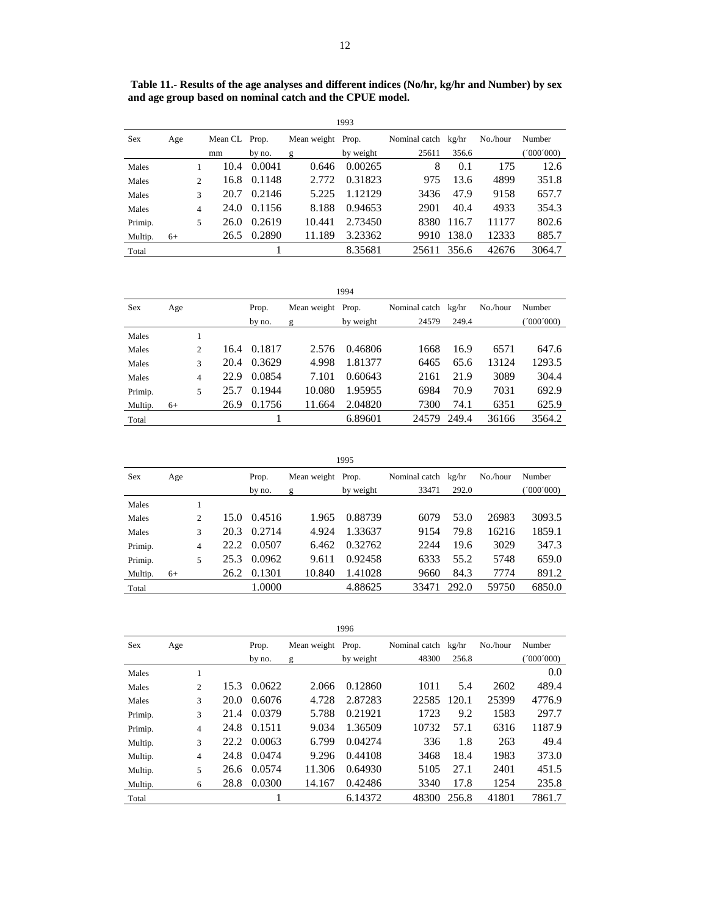**Table 11.- Results of the age analyses and different indices (No/hr, kg/hr and Number) by sex and age group based on nominal catch and the CPUE model.**

1993

| Sex | Age | Mean CL | Prop. | Mean weight | Prop. | Nominal catch | kg/hr | No./hour | Number |
|---|---|---|---|---|---|---|---|---|---|
| | | mm | by no. | g | by weight | 25611 | 356.6 | | (´000´000) |
| Males | 1 | 10.4 | 0.0041 | 0.646 | 0.00265 | 8 | 0.1 | 175 | 12.6 |
| Males | 2 | 16.8 | 0.1148 | 2.772 | 0.31823 | 975 | 13.6 | 4899 | 351.8 |
| Males | 3 | 20.7 | 0.2146 | 5.225 | 1.12129 | 3436 | 47.9 | 9158 | 657.7 |
| Males | 4 | 24.0 | 0.1156 | 8.188 | 0.94653 | 2901 | 40.4 | 4933 | 354.3 |
| Primip. | 5 | 26.0 | 0.2619 | 10.441 | 2.73450 | 8380 | 116.7 | 11177 | 802.6 |
| Multip. | 6+ | 26.5 | 0.2890 | 11.189 | 3.23362 | 9910 | 138.0 | 12333 | 885.7 |
| Total | | | 1 | | 8.35681 | 25611 | 356.6 | 42676 | 3064.7 |

1994

| Sex | Age | | Prop. | Mean weight | Prop. | Nominal catch | kg/hr | No./hour | Number |
|---|---|---|---|---|---|---|---|---|---|
| | | | by no. | g | by weight | 24579 | 249.4 | | (´000´000) |
| Males | 1 | | | | | | | | |
| Males | 2 | 16.4 | 0.1817 | 2.576 | 0.46806 | 1668 | 16.9 | 6571 | 647.6 |
| Males | 3 | 20.4 | 0.3629 | 4.998 | 1.81377 | 6465 | 65.6 | 13124 | 1293.5 |
| Males | 4 | 22.9 | 0.0854 | 7.101 | 0.60643 | 2161 | 21.9 | 3089 | 304.4 |
| Primip. | 5 | 25.7 | 0.1944 | 10.080 | 1.95955 | 6984 | 70.9 | 7031 | 692.9 |
| Multip. | 6+ | 26.9 | 0.1756 | 11.664 | 2.04820 | 7300 | 74.1 | 6351 | 625.9 |
| Total | | | 1 | | 6.89601 | 24579 | 249.4 | 36166 | 3564.2 |

1995

| Sex | Age | | Prop. | Mean weight | Prop. | Nominal catch | kg/hr | No./hour | Number |
|---|---|---|---|---|---|---|---|---|---|
| | | | by no. | g | by weight | 33471 | 292.0 | | (´000´000) |
| Males | 1 | | | | | | | | |
| Males | 2 | 15.0 | 0.4516 | 1.965 | 0.88739 | 6079 | 53.0 | 26983 | 3093.5 |
| Males | 3 | 20.3 | 0.2714 | 4.924 | 1.33637 | 9154 | 79.8 | 16216 | 1859.1 |
| Primip. | 4 | 22.2 | 0.0507 | 6.462 | 0.32762 | 2244 | 19.6 | 3029 | 347.3 |
| Primip. | 5 | 25.3 | 0.0962 | 9.611 | 0.92458 | 6333 | 55.2 | 5748 | 659.0 |
| Multip. | 6+ | 26.2 | 0.1301 | 10.840 | 1.41028 | 9660 | 84.3 | 7774 | 891.2 |
| Total | | | 1.0000 | | 4.88625 | 33471 | 292.0 | 59750 | 6850.0 |

1996

| Sex | Age | | Prop. | Mean weight | Prop. | Nominal catch | kg/hr | No./hour | Number |
|---|---|---|---|---|---|---|---|---|---|
| | | | by no. | g | by weight | 48300 | 256.8 | | (´000´000) |
| Males | 1 | | | | | | | | 0.0 |
| Males | 2 | 15.3 | 0.0622 | 2.066 | 0.12860 | 1011 | 5.4 | 2602 | 489.4 |
| Males | 3 | 20.0 | 0.6076 | 4.728 | 2.87283 | 22585 | 120.1 | 25399 | 4776.9 |
| Primip. | 3 | 21.4 | 0.0379 | 5.788 | 0.21921 | 1723 | 9.2 | 1583 | 297.7 |
| Primip. | 4 | 24.8 | 0.1511 | 9.034 | 1.36509 | 10732 | 57.1 | 6316 | 1187.9 |
| Multip. | 3 | 22.2 | 0.0063 | 6.799 | 0.04274 | 336 | 1.8 | 263 | 49.4 |
| Multip. | 4 | 24.8 | 0.0474 | 9.296 | 0.44108 | 3468 | 18.4 | 1983 | 373.0 |
| Multip. | 5 | 26.6 | 0.0574 | 11.306 | 0.64930 | 5105 | 27.1 | 2401 | 451.5 |
| Multip. | 6 | 28.8 | 0.0300 | 14.167 | 0.42486 | 3340 | 17.8 | 1254 | 235.8 |
| Total | | | 1 | | 6.14372 | 48300 | 256.8 | 41801 | 7861.7 |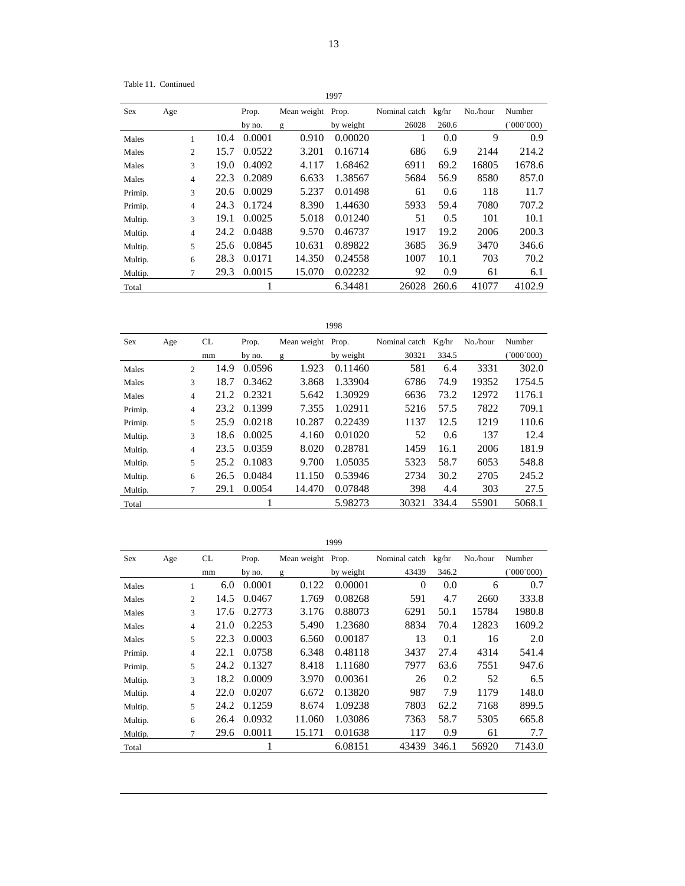Table 11. Continued

| | | | | | 1997 | | | | |
|---|---|---|---|---|---|---|---|---|---|
| Sex | Age | | Prop. | Mean weight | Prop. | Nominal catch | kg/hr | No./hour | Number |
| | | | by no. | g | by weight | 26028 | 260.6 | | (´000´000) |
| Males | 1 | 10.4 | 0.0001 | 0.910 | 0.00020 | 1 | 0.0 | 9 | 0.9 |
| Males | 2 | 15.7 | 0.0522 | 3.201 | 0.16714 | 686 | 6.9 | 2144 | 214.2 |
| Males | 3 | 19.0 | 0.4092 | 4.117 | 1.68462 | 6911 | 69.2 | 16805 | 1678.6 |
| Males | 4 | 22.3 | 0.2089 | 6.633 | 1.38567 | 5684 | 56.9 | 8580 | 857.0 |
| Primip. | 3 | 20.6 | 0.0029 | 5.237 | 0.01498 | 61 | 0.6 | 118 | 11.7 |
| Primip. | 4 | 24.3 | 0.1724 | 8.390 | 1.44630 | 5933 | 59.4 | 7080 | 707.2 |
| Multip. | 3 | 19.1 | 0.0025 | 5.018 | 0.01240 | 51 | 0.5 | 101 | 10.1 |
| Multip. | 4 | 24.2 | 0.0488 | 9.570 | 0.46737 | 1917 | 19.2 | 2006 | 200.3 |
| Multip. | 5 | 25.6 | 0.0845 | 10.631 | 0.89822 | 3685 | 36.9 | 3470 | 346.6 |
| Multip. | 6 | 28.3 | 0.0171 | 14.350 | 0.24558 | 1007 | 10.1 | 703 | 70.2 |
| Multip. | 7 | 29.3 | 0.0015 | 15.070 | 0.02232 | 92 | 0.9 | 61 | 6.1 |
| Total | | | 1 | | 6.34481 | 26028 | 260.6 | 41077 | 4102.9 |

| | | | | | 1998 | | | | |
|---|---|---|---|---|---|---|---|---|---|
| Sex | Age | CL | Prop. | Mean weight | Prop. | Nominal catch | Kg/hr | No./hour | Number |
| | | mm | by no. | g | by weight | 30321 | 334.5 | | (´000´000) |
| Males | 2 | 14.9 | 0.0596 | 1.923 | 0.11460 | 581 | 6.4 | 3331 | 302.0 |
| Males | 3 | 18.7 | 0.3462 | 3.868 | 1.33904 | 6786 | 74.9 | 19352 | 1754.5 |
| Males | 4 | 21.2 | 0.2321 | 5.642 | 1.30929 | 6636 | 73.2 | 12972 | 1176.1 |
| Primip. | 4 | 23.2 | 0.1399 | 7.355 | 1.02911 | 5216 | 57.5 | 7822 | 709.1 |
| Primip. | 5 | 25.9 | 0.0218 | 10.287 | 0.22439 | 1137 | 12.5 | 1219 | 110.6 |
| Multip. | 3 | 18.6 | 0.0025 | 4.160 | 0.01020 | 52 | 0.6 | 137 | 12.4 |
| Multip. | 4 | 23.5 | 0.0359 | 8.020 | 0.28781 | 1459 | 16.1 | 2006 | 181.9 |
| Multip. | 5 | 25.2 | 0.1083 | 9.700 | 1.05035 | 5323 | 58.7 | 6053 | 548.8 |
| Multip. | 6 | 26.5 | 0.0484 | 11.150 | 0.53946 | 2734 | 30.2 | 2705 | 245.2 |
| Multip. | 7 | 29.1 | 0.0054 | 14.470 | 0.07848 | 398 | 4.4 | 303 | 27.5 |
| Total | | | 1 | | 5.98273 | 30321 | 334.4 | 55901 | 5068.1 |

| | | | | | 1999 | | | | |
|---|---|---|---|---|---|---|---|---|---|
| Sex | Age | CL | Prop. | Mean weight | Prop. | Nominal catch | kg/hr | No./hour | Number |
| | | mm | by no. | g | by weight | 43439 | 346.2 | | (´000´000) |
| Males | 1 | 6.0 | 0.0001 | 0.122 | 0.00001 | 0 | 0.0 | 6 | 0.7 |
| Males | 2 | 14.5 | 0.0467 | 1.769 | 0.08268 | 591 | 4.7 | 2660 | 333.8 |
| Males | 3 | 17.6 | 0.2773 | 3.176 | 0.88073 | 6291 | 50.1 | 15784 | 1980.8 |
| Males | 4 | 21.0 | 0.2253 | 5.490 | 1.23680 | 8834 | 70.4 | 12823 | 1609.2 |
| Males | 5 | 22.3 | 0.0003 | 6.560 | 0.00187 | 13 | 0.1 | 16 | 2.0 |
| Primip. | 4 | 22.1 | 0.0758 | 6.348 | 0.48118 | 3437 | 27.4 | 4314 | 541.4 |
| Primip. | 5 | 24.2 | 0.1327 | 8.418 | 1.11680 | 7977 | 63.6 | 7551 | 947.6 |
| Multip. | 3 | 18.2 | 0.0009 | 3.970 | 0.00361 | 26 | 0.2 | 52 | 6.5 |
| Multip. | 4 | 22.0 | 0.0207 | 6.672 | 0.13820 | 987 | 7.9 | 1179 | 148.0 |
| Multip. | 5 | 24.2 | 0.1259 | 8.674 | 1.09238 | 7803 | 62.2 | 7168 | 899.5 |
| Multip. | 6 | 26.4 | 0.0932 | 11.060 | 1.03086 | 7363 | 58.7 | 5305 | 665.8 |
| Multip. | 7 | 29.6 | 0.0011 | 15.171 | 0.01638 | 117 | 0.9 | 61 | 7.7 |
| Total | | | 1 | | 6.08151 | 43439 | 346.1 | 56920 | 7143.0 |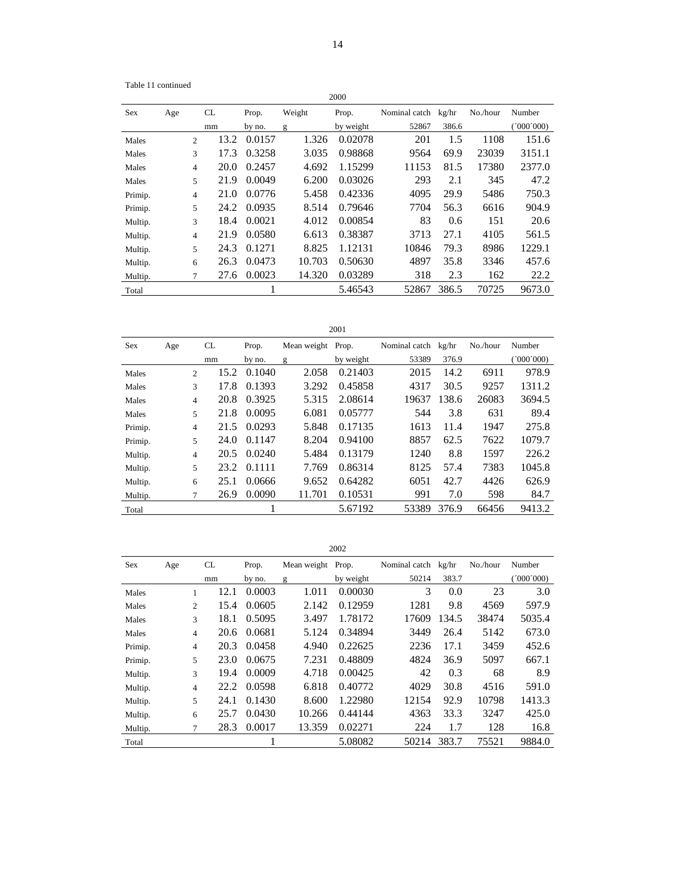Table 11 continued

2000

| Sex | Age | CL | Prop. | Weight | Prop. | Nominal catch | kg/hr | No./hour | Number |
|---|---|---|---|---|---|---|---|---|---|
| | | mm | by no. | g | by weight | 52867 | 386.6 | | (´000´000) |
| Males | 2 | 13.2 | 0.0157 | 1.326 | 0.02078 | 201 | 1.5 | 1108 | 151.6 |
| Males | 3 | 17.3 | 0.3258 | 3.035 | 0.98868 | 9564 | 69.9 | 23039 | 3151.1 |
| Males | 4 | 20.0 | 0.2457 | 4.692 | 1.15299 | 11153 | 81.5 | 17380 | 2377.0 |
| Males | 5 | 21.9 | 0.0049 | 6.200 | 0.03026 | 293 | 2.1 | 345 | 47.2 |
| Primip. | 4 | 21.0 | 0.0776 | 5.458 | 0.42336 | 4095 | 29.9 | 5486 | 750.3 |
| Primip. | 5 | 24.2 | 0.0935 | 8.514 | 0.79646 | 7704 | 56.3 | 6616 | 904.9 |
| Multip. | 3 | 18.4 | 0.0021 | 4.012 | 0.00854 | 83 | 0.6 | 151 | 20.6 |
| Multip. | 4 | 21.9 | 0.0580 | 6.613 | 0.38387 | 3713 | 27.1 | 4105 | 561.5 |
| Multip. | 5 | 24.3 | 0.1271 | 8.825 | 1.12131 | 10846 | 79.3 | 8986 | 1229.1 |
| Multip. | 6 | 26.3 | 0.0473 | 10.703 | 0.50630 | 4897 | 35.8 | 3346 | 457.6 |
| Multip. | 7 | 27.6 | 0.0023 | 14.320 | 0.03289 | 318 | 2.3 | 162 | 22.2 |
| Total | | | 1 | | 5.46543 | 52867 | 386.5 | 70725 | 9673.0 |

2001

| Sex | Age | CL | Prop. | Mean weight | Prop. | Nominal catch | kg/hr | No./hour | Number |
|---|---|---|---|---|---|---|---|---|---|
| | | mm | by no. | g | by weight | 53389 | 376.9 | | (´000´000) |
| Males | 2 | 15.2 | 0.1040 | 2.058 | 0.21403 | 2015 | 14.2 | 6911 | 978.9 |
| Males | 3 | 17.8 | 0.1393 | 3.292 | 0.45858 | 4317 | 30.5 | 9257 | 1311.2 |
| Males | 4 | 20.8 | 0.3925 | 5.315 | 2.08614 | 19637 | 138.6 | 26083 | 3694.5 |
| Males | 5 | 21.8 | 0.0095 | 6.081 | 0.05777 | 544 | 3.8 | 631 | 89.4 |
| Primip. | 4 | 21.5 | 0.0293 | 5.848 | 0.17135 | 1613 | 11.4 | 1947 | 275.8 |
| Primip. | 5 | 24.0 | 0.1147 | 8.204 | 0.94100 | 8857 | 62.5 | 7622 | 1079.7 |
| Multip. | 4 | 20.5 | 0.0240 | 5.484 | 0.13179 | 1240 | 8.8 | 1597 | 226.2 |
| Multip. | 5 | 23.2 | 0.1111 | 7.769 | 0.86314 | 8125 | 57.4 | 7383 | 1045.8 |
| Multip. | 6 | 25.1 | 0.0666 | 9.652 | 0.64282 | 6051 | 42.7 | 4426 | 626.9 |
| Multip. | 7 | 26.9 | 0.0090 | 11.701 | 0.10531 | 991 | 7.0 | 598 | 84.7 |
| Total | | | 1 | | 5.67192 | 53389 | 376.9 | 66456 | 9413.2 |

2002

| Sex | Age | CL | Prop. | Mean weight | Prop. | Nominal catch | kg/hr | No./hour | Number |
|---|---|---|---|---|---|---|---|---|---|
| | | mm | by no. | g | by weight | 50214 | 383.7 | | (´000´000) |
| Males | 1 | 12.1 | 0.0003 | 1.011 | 0.00030 | 3 | 0.0 | 23 | 3.0 |
| Males | 2 | 15.4 | 0.0605 | 2.142 | 0.12959 | 1281 | 9.8 | 4569 | 597.9 |
| Males | 3 | 18.1 | 0.5095 | 3.497 | 1.78172 | 17609 | 134.5 | 38474 | 5035.4 |
| Males | 4 | 20.6 | 0.0681 | 5.124 | 0.34894 | 3449 | 26.4 | 5142 | 673.0 |
| Primip. | 4 | 20.3 | 0.0458 | 4.940 | 0.22625 | 2236 | 17.1 | 3459 | 452.6 |
| Primip. | 5 | 23.0 | 0.0675 | 7.231 | 0.48809 | 4824 | 36.9 | 5097 | 667.1 |
| Multip. | 3 | 19.4 | 0.0009 | 4.718 | 0.00425 | 42 | 0.3 | 68 | 8.9 |
| Multip. | 4 | 22.2 | 0.0598 | 6.818 | 0.40772 | 4029 | 30.8 | 4516 | 591.0 |
| Multip. | 5 | 24.1 | 0.1430 | 8.600 | 1.22980 | 12154 | 92.9 | 10798 | 1413.3 |
| Multip. | 6 | 25.7 | 0.0430 | 10.266 | 0.44144 | 4363 | 33.3 | 3247 | 425.0 |
| Multip. | 7 | 28.3 | 0.0017 | 13.359 | 0.02271 | 224 | 1.7 | 128 | 16.8 |
| Total | | | 1 | | 5.08082 | 50214 | 383.7 | 75521 | 9884.0 |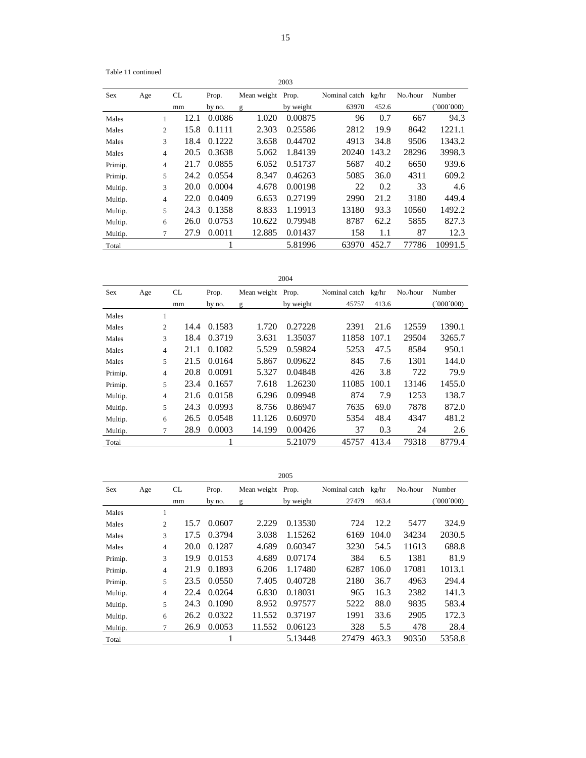Table 11 continued

2003

| Sex | Age | CL | Prop. | Mean weight | Prop. | Nominal catch | kg/hr | No./hour | Number |
|---|---|---|---|---|---|---|---|---|---|
| | | mm | by no. | g | by weight | 63970 | 452.6 | | (´000´000) |
| Males | 1 | 12.1 | 0.0086 | 1.020 | 0.00875 | 96 | 0.7 | 667 | 94.3 |
| Males | 2 | 15.8 | 0.1111 | 2.303 | 0.25586 | 2812 | 19.9 | 8642 | 1221.1 |
| Males | 3 | 18.4 | 0.1222 | 3.658 | 0.44702 | 4913 | 34.8 | 9506 | 1343.2 |
| Males | 4 | 20.5 | 0.3638 | 5.062 | 1.84139 | 20240 | 143.2 | 28296 | 3998.3 |
| Primip. | 4 | 21.7 | 0.0855 | 6.052 | 0.51737 | 5687 | 40.2 | 6650 | 939.6 |
| Primip. | 5 | 24.2 | 0.0554 | 8.347 | 0.46263 | 5085 | 36.0 | 4311 | 609.2 |
| Multip. | 3 | 20.0 | 0.0004 | 4.678 | 0.00198 | 22 | 0.2 | 33 | 4.6 |
| Multip. | 4 | 22.0 | 0.0409 | 6.653 | 0.27199 | 2990 | 21.2 | 3180 | 449.4 |
| Multip. | 5 | 24.3 | 0.1358 | 8.833 | 1.19913 | 13180 | 93.3 | 10560 | 1492.2 |
| Multip. | 6 | 26.0 | 0.0753 | 10.622 | 0.79948 | 8787 | 62.2 | 5855 | 827.3 |
| Multip. | 7 | 27.9 | 0.0011 | 12.885 | 0.01437 | 158 | 1.1 | 87 | 12.3 |
| Total | | | 1 | | 5.81996 | 63970 | 452.7 | 77786 | 10991.5 |

2004

| Sex | Age | CL | Prop. | Mean weight | Prop. | Nominal catch | kg/hr | No./hour | Number |
|---|---|---|---|---|---|---|---|---|---|
| | | mm | by no. | g | by weight | 45757 | 413.6 | | (´000´000) |
| Males | 1 | | | | | | | | |
| Males | 2 | 14.4 | 0.1583 | 1.720 | 0.27228 | 2391 | 21.6 | 12559 | 1390.1 |
| Males | 3 | 18.4 | 0.3719 | 3.631 | 1.35037 | 11858 | 107.1 | 29504 | 3265.7 |
| Males | 4 | 21.1 | 0.1082 | 5.529 | 0.59824 | 5253 | 47.5 | 8584 | 950.1 |
| Males | 5 | 21.5 | 0.0164 | 5.867 | 0.09622 | 845 | 7.6 | 1301 | 144.0 |
| Primip. | 4 | 20.8 | 0.0091 | 5.327 | 0.04848 | 426 | 3.8 | 722 | 79.9 |
| Primip. | 5 | 23.4 | 0.1657 | 7.618 | 1.26230 | 11085 | 100.1 | 13146 | 1455.0 |
| Multip. | 4 | 21.6 | 0.0158 | 6.296 | 0.09948 | 874 | 7.9 | 1253 | 138.7 |
| Multip. | 5 | 24.3 | 0.0993 | 8.756 | 0.86947 | 7635 | 69.0 | 7878 | 872.0 |
| Multip. | 6 | 26.5 | 0.0548 | 11.126 | 0.60970 | 5354 | 48.4 | 4347 | 481.2 |
| Multip. | 7 | 28.9 | 0.0003 | 14.199 | 0.00426 | 37 | 0.3 | 24 | 2.6 |
| Total | | | 1 | | 5.21079 | 45757 | 413.4 | 79318 | 8779.4 |

2005

| Sex | Age | CL | Prop. | Mean weight | Prop. | Nominal catch | kg/hr | No./hour | Number |
|---|---|---|---|---|---|---|---|---|---|
| | | mm | by no. | g | by weight | 27479 | 463.4 | | (´000´000) |
| Males | 1 | | | | | | | | |
| Males | 2 | 15.7 | 0.0607 | 2.229 | 0.13530 | 724 | 12.2 | 5477 | 324.9 |
| Males | 3 | 17.5 | 0.3794 | 3.038 | 1.15262 | 6169 | 104.0 | 34234 | 2030.5 |
| Males | 4 | 20.0 | 0.1287 | 4.689 | 0.60347 | 3230 | 54.5 | 11613 | 688.8 |
| Primip. | 3 | 19.9 | 0.0153 | 4.689 | 0.07174 | 384 | 6.5 | 1381 | 81.9 |
| Primip. | 4 | 21.9 | 0.1893 | 6.206 | 1.17480 | 6287 | 106.0 | 17081 | 1013.1 |
| Primip. | 5 | 23.5 | 0.0550 | 7.405 | 0.40728 | 2180 | 36.7 | 4963 | 294.4 |
| Multip. | 4 | 22.4 | 0.0264 | 6.830 | 0.18031 | 965 | 16.3 | 2382 | 141.3 |
| Multip. | 5 | 24.3 | 0.1090 | 8.952 | 0.97577 | 5222 | 88.0 | 9835 | 583.4 |
| Multip. | 6 | 26.2 | 0.0322 | 11.552 | 0.37197 | 1991 | 33.6 | 2905 | 172.3 |
| Multip. | 7 | 26.9 | 0.0053 | 11.552 | 0.06123 | 328 | 5.5 | 478 | 28.4 |
| Total | | | 1 | | 5.13448 | 27479 | 463.3 | 90350 | 5358.8 |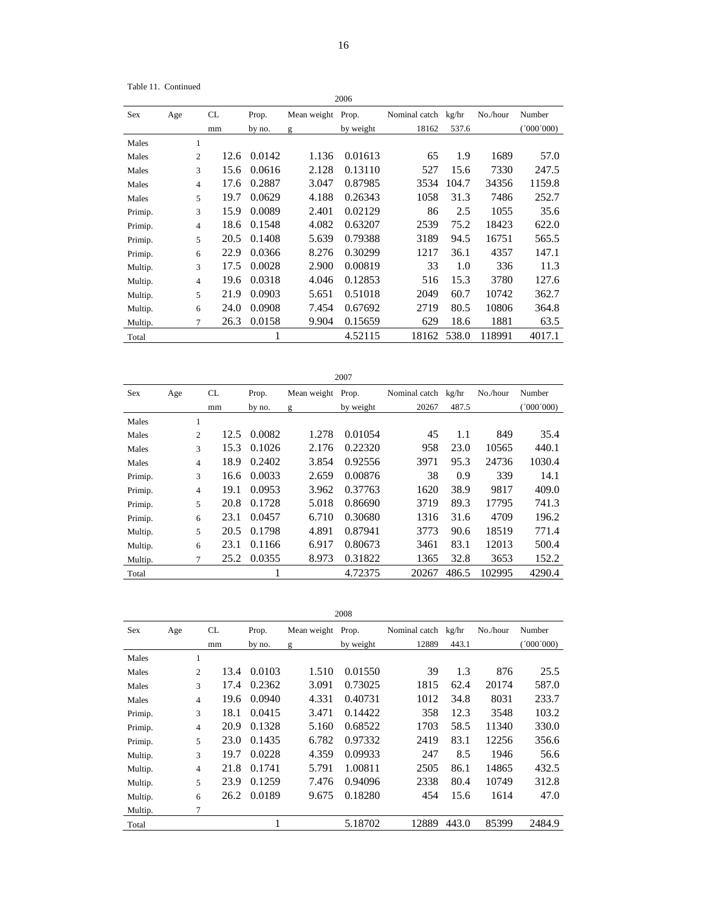Table 11. Continued

| 2006 | | | | | | | | | |
|---|---|---|---|---|---|---|---|---|---|
| Sex | Age | CL | Prop. | Mean weight | Prop. | Nominal catch | kg/hr | No./hour | Number |
| | | mm | by no. | g | by weight | 18162 | 537.6 | | (´000´000) |
| Males | 1 | | | | | | | | |
| Males | 2 | 12.6 | 0.0142 | 1.136 | 0.01613 | 65 | 1.9 | 1689 | 57.0 |
| Males | 3 | 15.6 | 0.0616 | 2.128 | 0.13110 | 527 | 15.6 | 7330 | 247.5 |
| Males | 4 | 17.6 | 0.2887 | 3.047 | 0.87985 | 3534 | 104.7 | 34356 | 1159.8 |
| Males | 5 | 19.7 | 0.0629 | 4.188 | 0.26343 | 1058 | 31.3 | 7486 | 252.7 |
| Primip. | 3 | 15.9 | 0.0089 | 2.401 | 0.02129 | 86 | 2.5 | 1055 | 35.6 |
| Primip. | 4 | 18.6 | 0.1548 | 4.082 | 0.63207 | 2539 | 75.2 | 18423 | 622.0 |
| Primip. | 5 | 20.5 | 0.1408 | 5.639 | 0.79388 | 3189 | 94.5 | 16751 | 565.5 |
| Primip. | 6 | 22.9 | 0.0366 | 8.276 | 0.30299 | 1217 | 36.1 | 4357 | 147.1 |
| Multip. | 3 | 17.5 | 0.0028 | 2.900 | 0.00819 | 33 | 1.0 | 336 | 11.3 |
| Multip. | 4 | 19.6 | 0.0318 | 4.046 | 0.12853 | 516 | 15.3 | 3780 | 127.6 |
| Multip. | 5 | 21.9 | 0.0903 | 5.651 | 0.51018 | 2049 | 60.7 | 10742 | 362.7 |
| Multip. | 6 | 24.0 | 0.0908 | 7.454 | 0.67692 | 2719 | 80.5 | 10806 | 364.8 |
| Multip. | 7 | 26.3 | 0.0158 | 9.904 | 0.15659 | 629 | 18.6 | 1881 | 63.5 |
| Total | | | 1 | | 4.52115 | 18162 | 538.0 | 118991 | 4017.1 |

| 2007 | | | | | | | | | |
|---|---|---|---|---|---|---|---|---|---|
| Sex | Age | CL | Prop. | Mean weight | Prop. | Nominal catch | kg/hr | No./hour | Number |
| | | mm | by no. | g | by weight | 20267 | 487.5 | | (´000´000) |
| Males | 1 | | | | | | | | |
| Males | 2 | 12.5 | 0.0082 | 1.278 | 0.01054 | 45 | 1.1 | 849 | 35.4 |
| Males | 3 | 15.3 | 0.1026 | 2.176 | 0.22320 | 958 | 23.0 | 10565 | 440.1 |
| Males | 4 | 18.9 | 0.2402 | 3.854 | 0.92556 | 3971 | 95.3 | 24736 | 1030.4 |
| Primip. | 3 | 16.6 | 0.0033 | 2.659 | 0.00876 | 38 | 0.9 | 339 | 14.1 |
| Primip. | 4 | 19.1 | 0.0953 | 3.962 | 0.37763 | 1620 | 38.9 | 9817 | 409.0 |
| Primip. | 5 | 20.8 | 0.1728 | 5.018 | 0.86690 | 3719 | 89.3 | 17795 | 741.3 |
| Primip. | 6 | 23.1 | 0.0457 | 6.710 | 0.30680 | 1316 | 31.6 | 4709 | 196.2 |
| Multip. | 5 | 20.5 | 0.1798 | 4.891 | 0.87941 | 3773 | 90.6 | 18519 | 771.4 |
| Multip. | 6 | 23.1 | 0.1166 | 6.917 | 0.80673 | 3461 | 83.1 | 12013 | 500.4 |
| Multip. | 7 | 25.2 | 0.0355 | 8.973 | 0.31822 | 1365 | 32.8 | 3653 | 152.2 |
| Total | | | 1 | | 4.72375 | 20267 | 486.5 | 102995 | 4290.4 |

| 2008 | | | | | | | | | |
|---|---|---|---|---|---|---|---|---|---|
| Sex | Age | CL | Prop. | Mean weight | Prop. | Nominal catch | kg/hr | No./hour | Number |
| | | mm | by no. | g | by weight | 12889 | 443.1 | | (´000´000) |
| Males | 1 | | | | | | | | |
| Males | 2 | 13.4 | 0.0103 | 1.510 | 0.01550 | 39 | 1.3 | 876 | 25.5 |
| Males | 3 | 17.4 | 0.2362 | 3.091 | 0.73025 | 1815 | 62.4 | 20174 | 587.0 |
| Males | 4 | 19.6 | 0.0940 | 4.331 | 0.40731 | 1012 | 34.8 | 8031 | 233.7 |
| Primip. | 3 | 18.1 | 0.0415 | 3.471 | 0.14422 | 358 | 12.3 | 3548 | 103.2 |
| Primip. | 4 | 20.9 | 0.1328 | 5.160 | 0.68522 | 1703 | 58.5 | 11340 | 330.0 |
| Primip. | 5 | 23.0 | 0.1435 | 6.782 | 0.97332 | 2419 | 83.1 | 12256 | 356.6 |
| Multip. | 3 | 19.7 | 0.0228 | 4.359 | 0.09933 | 247 | 8.5 | 1946 | 56.6 |
| Multip. | 4 | 21.8 | 0.1741 | 5.791 | 1.00811 | 2505 | 86.1 | 14865 | 432.5 |
| Multip. | 5 | 23.9 | 0.1259 | 7.476 | 0.94096 | 2338 | 80.4 | 10749 | 312.8 |
| Multip. | 6 | 26.2 | 0.0189 | 9.675 | 0.18280 | 454 | 15.6 | 1614 | 47.0 |
| Multip. | 7 | | | | | | | | |
| Total | | | 1 | | 5.18702 | 12889 | 443.0 | 85399 | 2484.9 |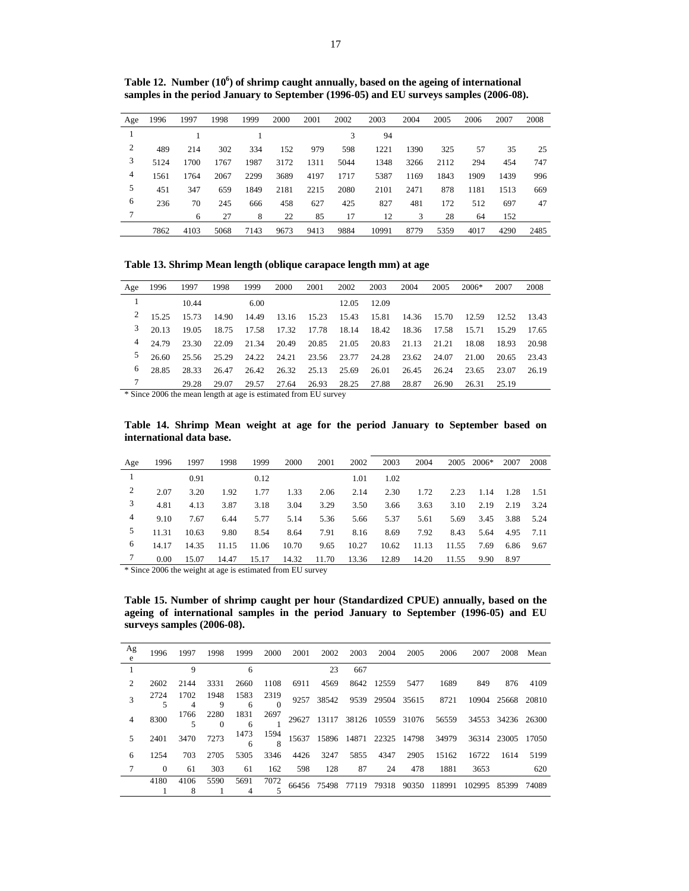**Table 12. Number ($10^6$) of shrimp caught annually, based on the ageing of international samples in the period January to September (1996-05) and EU surveys samples (2006-08).**

| Age | 1996 | 1997 | 1998 | 1999 | 2000 | 2001 | 2002 | 2003 | 2004 | 2005 | 2006 | 2007 | 2008 |
|---|---|---|---|---|---|---|---|---|---|---|---|---|---|
| 1 | | 1 | | 1 | | | 3 | 94 | | | | | |
| 2 | 489 | 214 | 302 | 334 | 152 | 979 | 598 | 1221 | 1390 | 325 | 57 | 35 | 25 |
| 3 | 5124 | 1700 | 1767 | 1987 | 3172 | 1311 | 5044 | 1348 | 3266 | 2112 | 294 | 454 | 747 |
| 4 | 1561 | 1764 | 2067 | 2299 | 3689 | 4197 | 1717 | 5387 | 1169 | 1843 | 1909 | 1439 | 996 |
| 5 | 451 | 347 | 659 | 1849 | 2181 | 2215 | 2080 | 2101 | 2471 | 878 | 1181 | 1513 | 669 |
| 6 | 236 | 70 | 245 | 666 | 458 | 627 | 425 | 827 | 481 | 172 | 512 | 697 | 47 |
| 7 | | 6 | 27 | 8 | 22 | 85 | 17 | 12 | 3 | 28 | 64 | 152 | |
| | 7862 | 4103 | 5068 | 7143 | 9673 | 9413 | 9884 | 10991 | 8779 | 5359 | 4017 | 4290 | 2485 |

**Table 13. Shrimp Mean length (oblique carapace length mm) at age**

| Age | 1996 | 1997 | 1998 | 1999 | 2000 | 2001 | 2002 | 2003 | 2004 | 2005 | 2006* | 2007 | 2008 |
|---|---|---|---|---|---|---|---|---|---|---|---|---|---|
| 1 | | 10.44 | | 6.00 | | | 12.05 | 12.09 | | | | | |
| 2 | 15.25 | 15.73 | 14.90 | 14.49 | 13.16 | 15.23 | 15.43 | 15.81 | 14.36 | 15.70 | 12.59 | 12.52 | 13.43 |
| 3 | 20.13 | 19.05 | 18.75 | 17.58 | 17.32 | 17.78 | 18.14 | 18.42 | 18.36 | 17.58 | 15.71 | 15.29 | 17.65 |
| 4 | 24.79 | 23.30 | 22.09 | 21.34 | 20.49 | 20.85 | 21.05 | 20.83 | 21.13 | 21.21 | 18.08 | 18.93 | 20.98 |
| 5 | 26.60 | 25.56 | 25.29 | 24.22 | 24.21 | 23.56 | 23.77 | 24.28 | 23.62 | 24.07 | 21.00 | 20.65 | 23.43 |
| 6 | 28.85 | 28.33 | 26.47 | 26.42 | 26.32 | 25.13 | 25.69 | 26.01 | 26.45 | 26.24 | 23.65 | 23.07 | 26.19 |
| 7 | | 29.28 | 29.07 | 29.57 | 27.64 | 26.93 | 28.25 | 27.88 | 28.87 | 26.90 | 26.31 | 25.19 | |

* Since 2006 the mean length at age is estimated from EU survey

**Table 14. Shrimp Mean weight at age for the period January to September based on international data base.**

| Age | 1996 | 1997 | 1998 | 1999 | 2000 | 2001 | 2002 | 2003 | 2004 | 2005 | 2006* | 2007 | 2008 |
|---|---|---|---|---|---|---|---|---|---|---|---|---|---|
| 1 | | 0.91 | | 0.12 | | | 1.01 | 1.02 | | | | | |
| 2 | 2.07 | 3.20 | 1.92 | 1.77 | 1.33 | 2.06 | 2.14 | 2.30 | 1.72 | 2.23 | 1.14 | 1.28 | 1.51 |
| 3 | 4.81 | 4.13 | 3.87 | 3.18 | 3.04 | 3.29 | 3.50 | 3.66 | 3.63 | 3.10 | 2.19 | 2.19 | 3.24 |
| 4 | 9.10 | 7.67 | 6.44 | 5.77 | 5.14 | 5.36 | 5.66 | 5.37 | 5.61 | 5.69 | 3.45 | 3.88 | 5.24 |
| 5 | 11.31 | 10.63 | 9.80 | 8.54 | 8.64 | 7.91 | 8.16 | 8.69 | 7.92 | 8.43 | 5.64 | 4.95 | 7.11 |
| 6 | 14.17 | 14.35 | 11.15 | 11.06 | 10.70 | 9.65 | 10.27 | 10.62 | 11.13 | 11.55 | 7.69 | 6.86 | 9.67 |
| 7 | 0.00 | 15.07 | 14.47 | 15.17 | 14.32 | 11.70 | 13.36 | 12.89 | 14.20 | 11.55 | 9.90 | 8.97 | |

* Since 2006 the weight at age is estimated from EU survey

**Table 15. Number of shrimp caught per hour (Standardized CPUE) annually, based on the ageing of international samples in the period January to September (1996-05) and EU surveys samples (2006-08).**

| Age | 1996 | 1997 | 1998 | 1999 | 2000 | 2001 | 2002 | 2003 | 2004 | 2005 | 2006 | 2007 | 2008 | Mean |
|---|---|---|---|---|---|---|---|---|---|---|---|---|---|---|
| 1 | | 9 | | 6 | | | 23 | 667 | | | | | | |
| 2 | 2602 | 2144 | 3331 | 2660 | 1108 | 6911 | 4569 | 8642 | 12559 | 5477 | 1689 | 849 | 876 | 4109 |
| 3 | 27245 | 17024 | 19489 | 15836 | 23190 | 9257 | 38542 | 9539 | 29504 | 35615 | 8721 | 10904 | 25668 | 20810 |
| 4 | 8300 | 17665 | 22800 | 18316 | 26971 | 29627 | 13117 | 38126 | 10559 | 31076 | 56559 | 34553 | 34236 | 26300 |
| 5 | 2401 | 3470 | 7273 | 14736 | 15948 | 15637 | 15896 | 14871 | 22325 | 14798 | 34979 | 36314 | 23005 | 17050 |
| 6 | 1254 | 703 | 2705 | 5305 | 3346 | 4426 | 3247 | 5855 | 4347 | 2905 | 15162 | 16722 | 1614 | 5199 |
| 7 | 0 | 61 | 303 | 61 | 162 | 598 | 128 | 87 | 24 | 478 | 1881 | 3653 | | 620 |
| | 41801 | 41068 | 55901 | 56914 | 70725 | 66456 | 75498 | 77119 | 79318 | 90350 | 118991 | 102995 | 85399 | 74089 |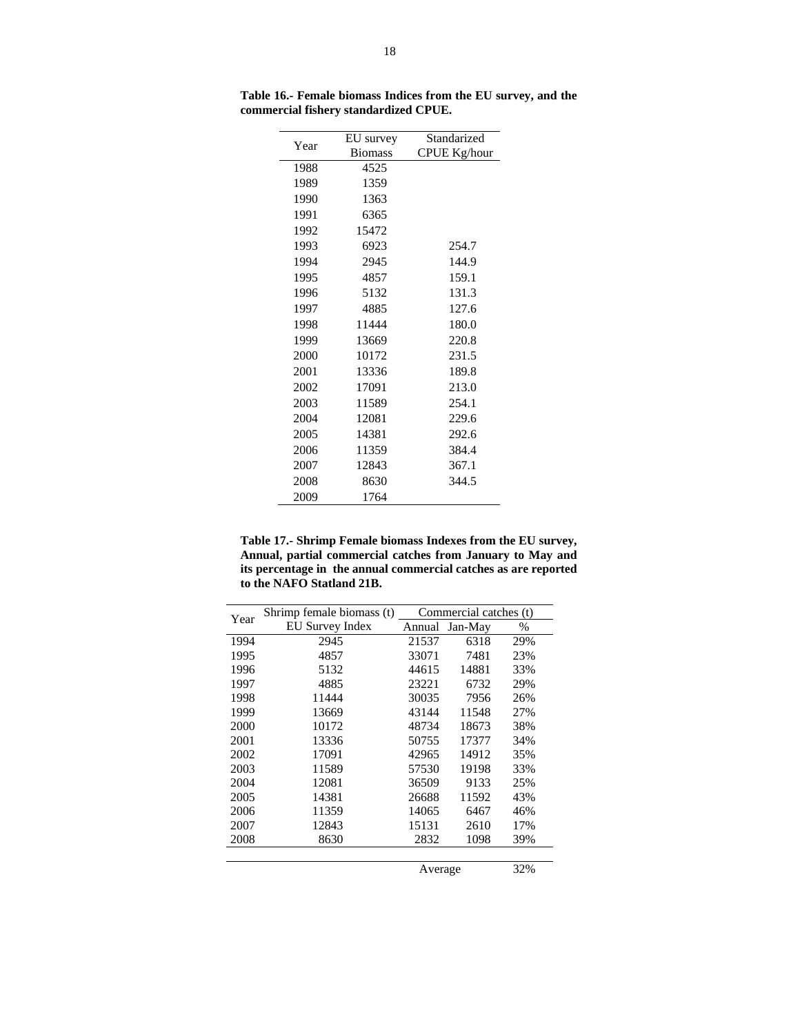**Table 16.- Female biomass Indices from the EU survey, and the commercial fishery standardized CPUE.**

| Year | EU survey Biomass | Standarized CPUE Kg/hour |
|---|---|---|
| 1988 | 4525 | |
| 1989 | 1359 | |
| 1990 | 1363 | |
| 1991 | 6365 | |
| 1992 | 15472 | |
| 1993 | 6923 | 254.7 |
| 1994 | 2945 | 144.9 |
| 1995 | 4857 | 159.1 |
| 1996 | 5132 | 131.3 |
| 1997 | 4885 | 127.6 |
| 1998 | 11444 | 180.0 |
| 1999 | 13669 | 220.8 |
| 2000 | 10172 | 231.5 |
| 2001 | 13336 | 189.8 |
| 2002 | 17091 | 213.0 |
| 2003 | 11589 | 254.1 |
| 2004 | 12081 | 229.6 |
| 2005 | 14381 | 292.6 |
| 2006 | 11359 | 384.4 |
| 2007 | 12843 | 367.1 |
| 2008 | 8630 | 344.5 |
| 2009 | 1764 | |

**Table 17.- Shrimp Female biomass Indexes from the EU survey, Annual, partial commercial catches from January to May and its percentage in the annual commercial catches as are reported to the NAFO Statland 21B.**

| Year | Shrimp female biomass (t) | Commercial catches (t) | | |
|---|---|---|---|---|
| | EU Survey Index | Annual | Jan-May | % |
| 1994 | 2945 | 21537 | 6318 | 29% |
| 1995 | 4857 | 33071 | 7481 | 23% |
| 1996 | 5132 | 44615 | 14881 | 33% |
| 1997 | 4885 | 23221 | 6732 | 29% |
| 1998 | 11444 | 30035 | 7956 | 26% |
| 1999 | 13669 | 43144 | 11548 | 27% |
| 2000 | 10172 | 48734 | 18673 | 38% |
| 2001 | 13336 | 50755 | 17377 | 34% |
| 2002 | 17091 | 42965 | 14912 | 35% |
| 2003 | 11589 | 57530 | 19198 | 33% |
| 2004 | 12081 | 36509 | 9133 | 25% |
| 2005 | 14381 | 26688 | 11592 | 43% |
| 2006 | 11359 | 14065 | 6467 | 46% |
| 2007 | 12843 | 15131 | 2610 | 17% |
| 2008 | 8630 | 2832 | 1098 | 39% |
| | | Average | | 32% |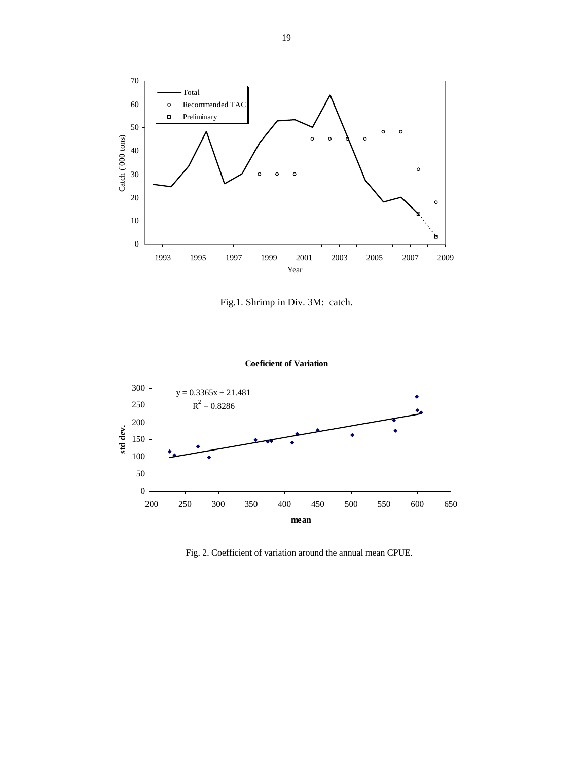Fig.1. Shrimp in Div. 3M: catch.

Fig. 2. Coefficient of variation around the annual mean CPUE.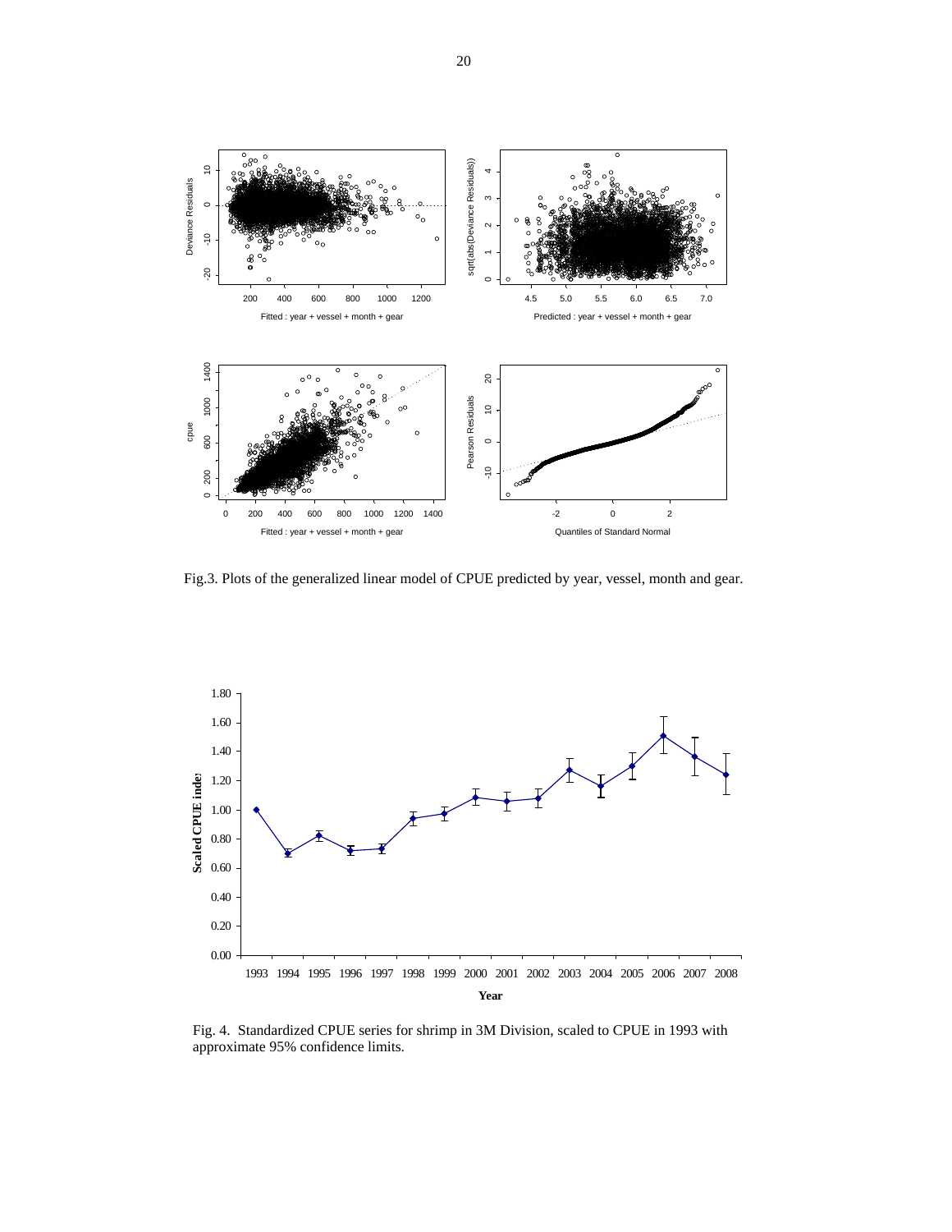Fig.3. Plots of the generalized linear model of CPUE predicted by year, vessel, month and gear.

Fig. 4. Standardized CPUE series for shrimp in 3M Division, scaled to CPUE in 1993 with approximate 95% confidence limits.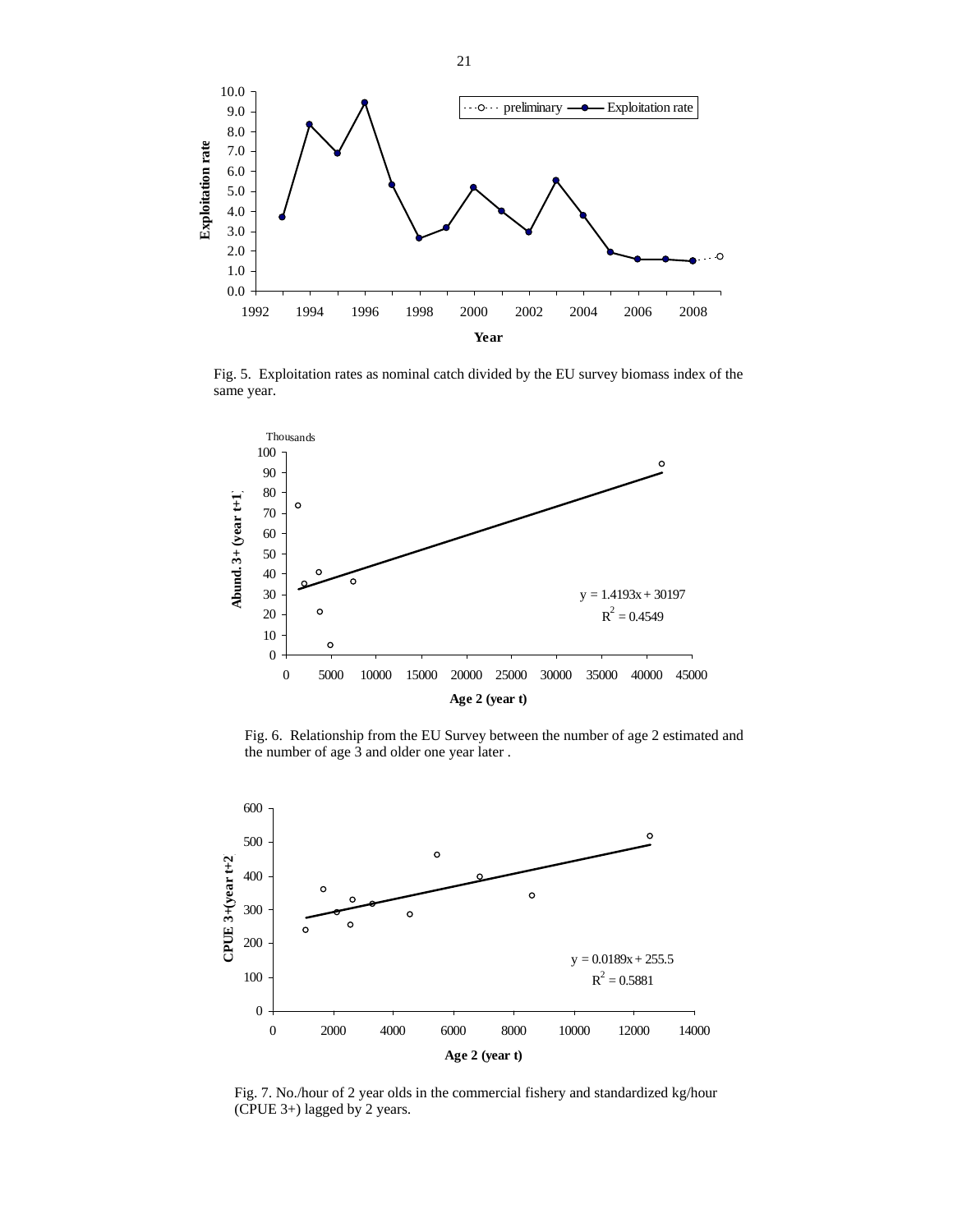Fig. 5. Exploitation rates as nominal catch divided by the EU survey biomass index of the same year.

Fig. 6. Relationship from the EU Survey between the number of age 2 estimated and the number of age 3 and older one year later .

Fig. 7. No./hour of 2 year olds in the commercial fishery and standardized kg/hour (CPUE 3+) lagged by 2 years.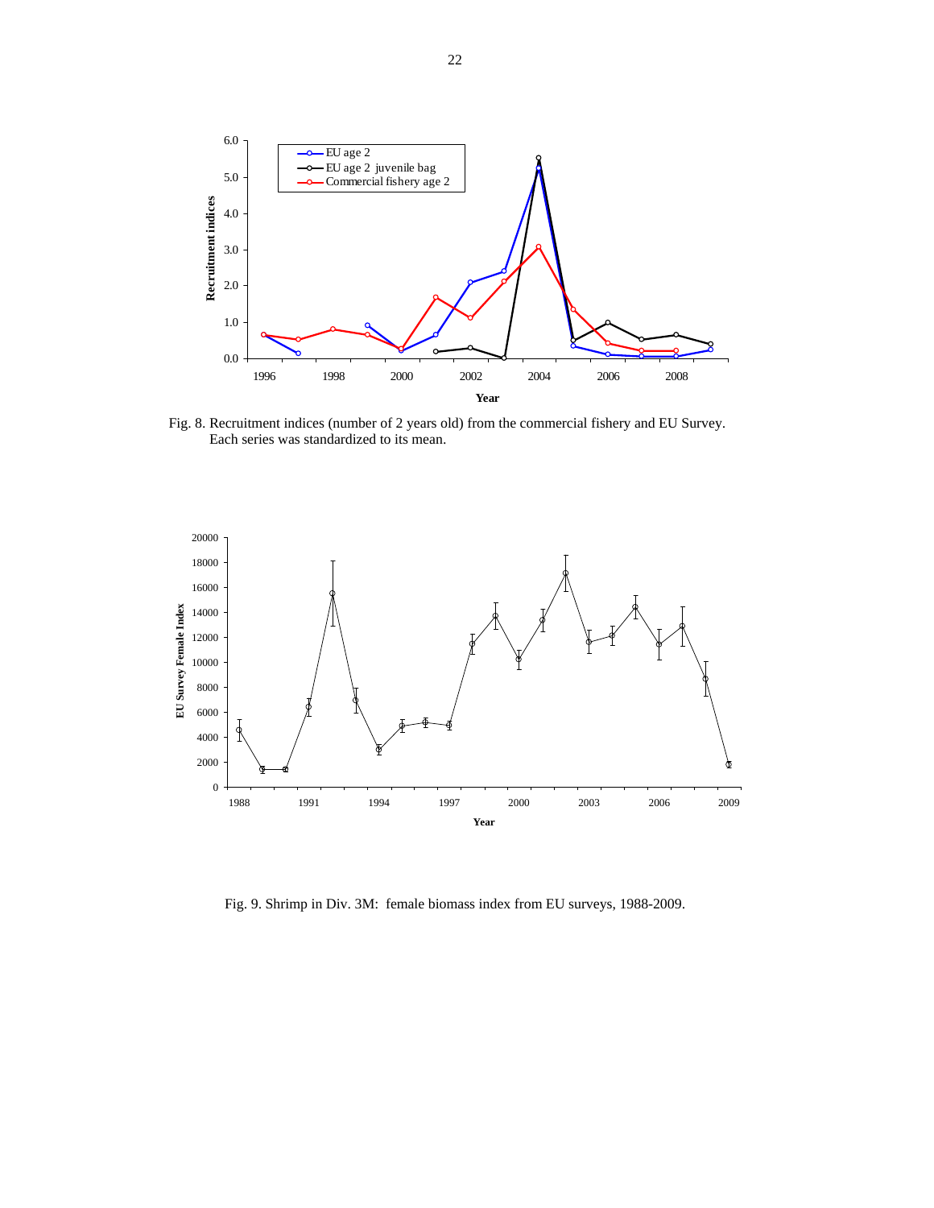Fig. 8. Recruitment indices (number of 2 years old) from the commercial fishery and EU Survey. Each series was standardized to its mean.

Fig. 9. Shrimp in Div. 3M: female biomass index from EU surveys, 1988-2009.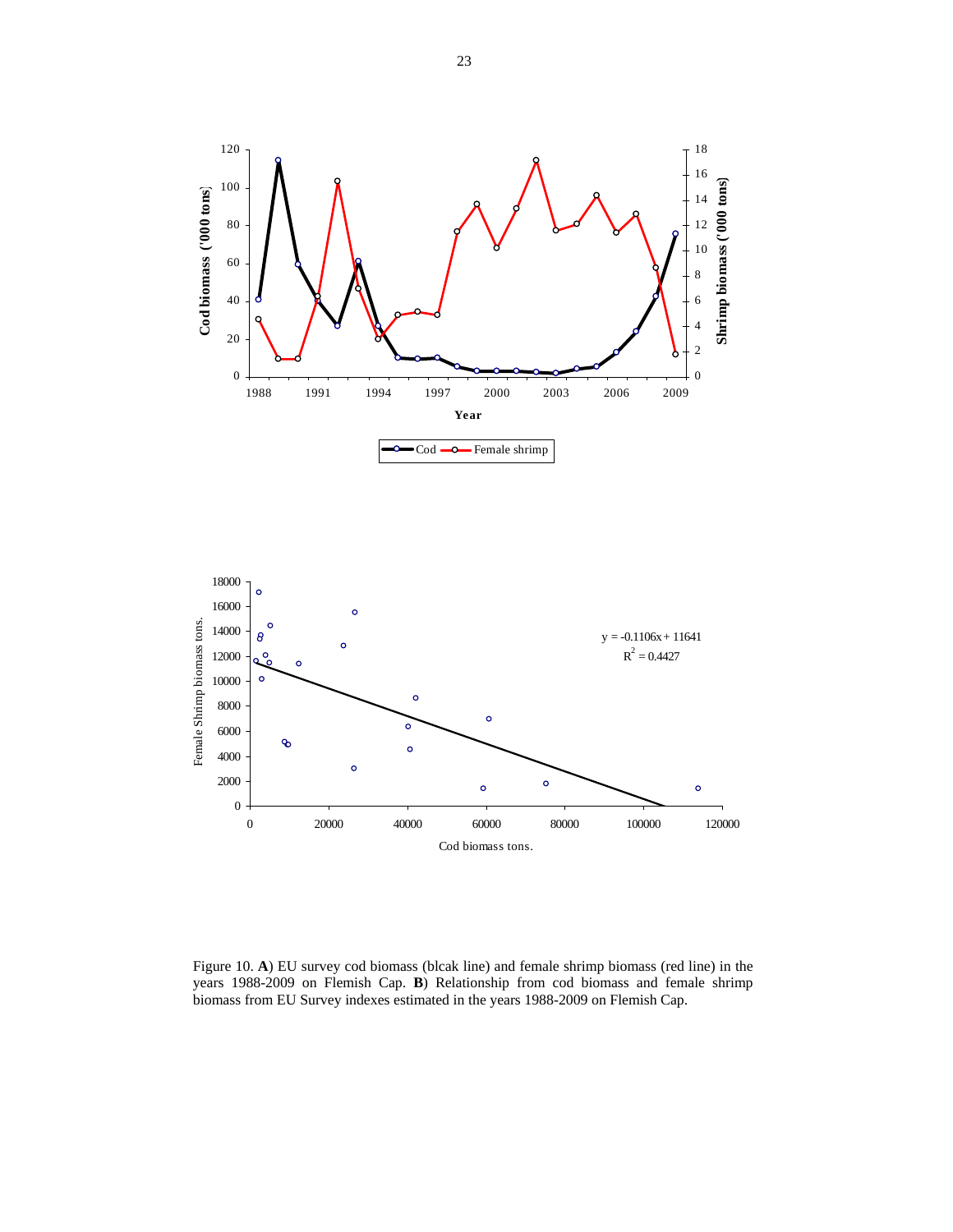Figure 10. **A**) EU survey cod biomass (blcak line) and female shrimp biomass (red line) in the years 1988-2009 on Flemish Cap. **B**) Relationship from cod biomass and female shrimp biomass from EU Survey indexes estimated in the years 1988-2009 on Flemish Cap.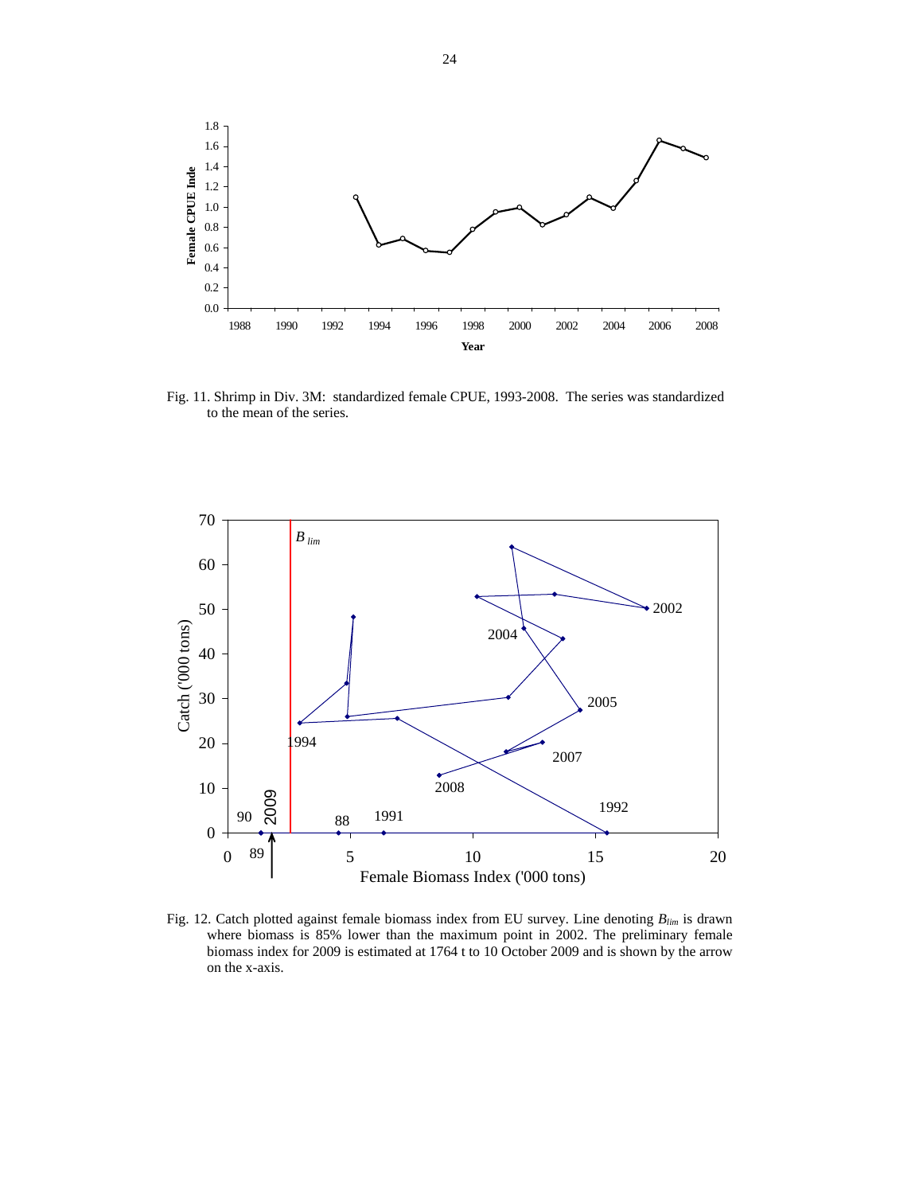Fig. 11. Shrimp in Div. 3M: standardized female CPUE, 1993-2008. The series was standardized to the mean of the series.

Fig. 12. Catch plotted against female biomass index from EU survey. Line denoting $B_{lim}$ is drawn where biomass is 85% lower than the maximum point in 2002. The preliminary female biomass index for 2009 is estimated at 1764 t to 10 October 2009 and is shown by the arrow on the x-axis.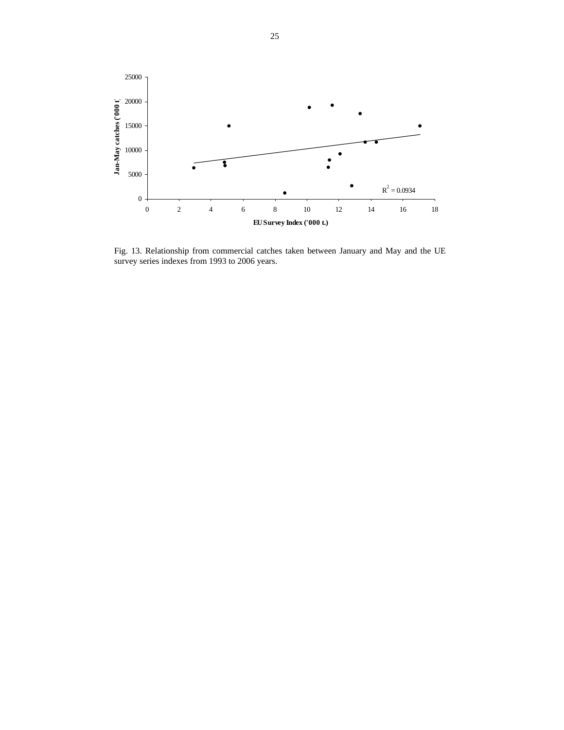25000

20000

15000

10000

5000

0

Jan-May catches ('000 t)

0 2 4 6 8 10 12 14 16 18

EU Survey Index ('000 t.)

$R^2 = 0.0934$

Fig. 13. Relationship from commercial catches taken between January and May and the UE survey series indexes from 1993 to 2006 years.